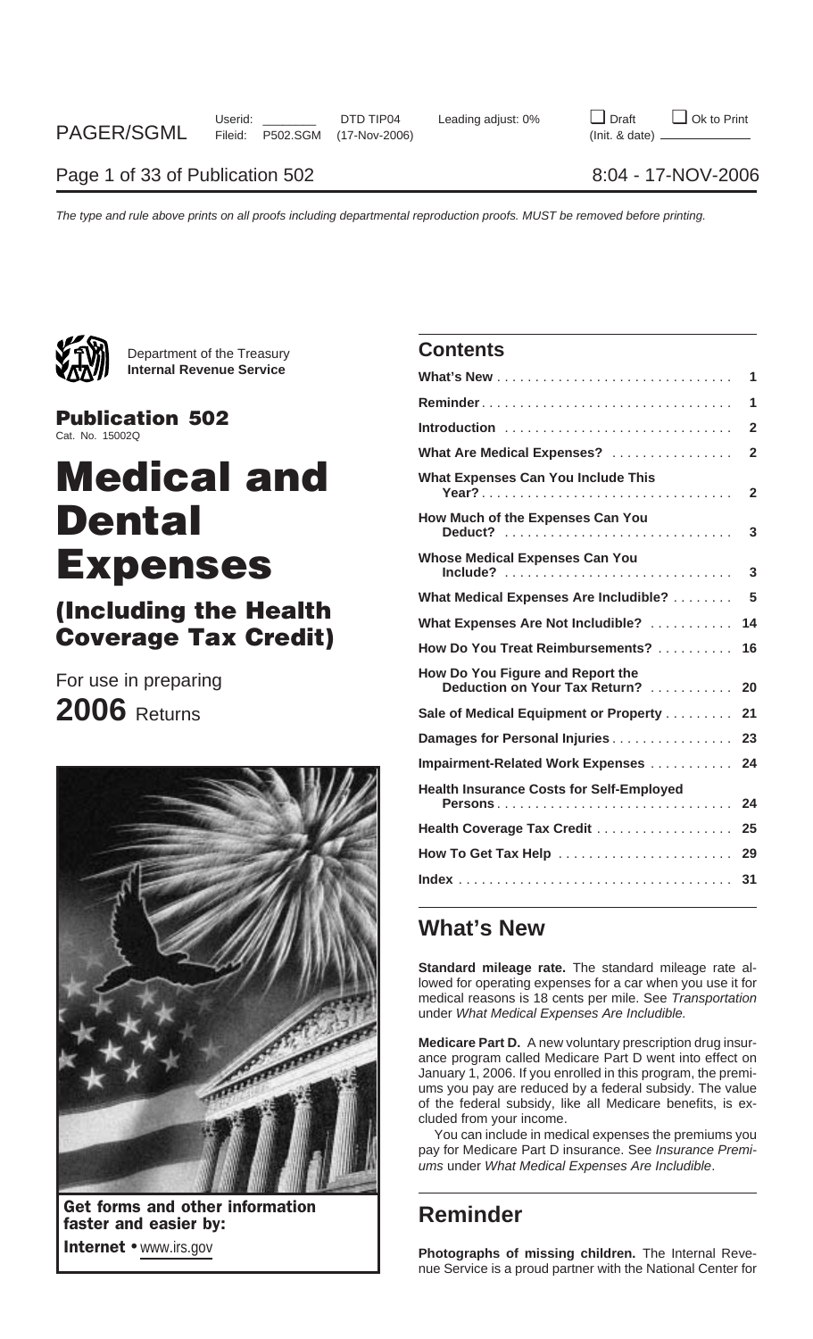Department of the Treasury
**Internal Revenue Service**

**Publication 502**
Cat. No. 15002Q

# Medical and Dental Expenses

## (Including the Health Coverage Tax Credit)

For use in preparing

**2006** Returns

**Get forms and other information faster and easier by:**

**Internet** • www.irs.gov

## Contents

| | |
|---|---|
| **What's New** | 1 |
| **Reminder** | 1 |
| **Introduction** | 2 |
| **What Are Medical Expenses?** | 2 |
| **What Expenses Can You Include This Year?** | 2 |
| **How Much of the Expenses Can You Deduct?** | 3 |
| **Whose Medical Expenses Can You Include?** | 3 |
| **What Medical Expenses Are Includible?** | 5 |
| **What Expenses Are Not Includible?** | 14 |
| **How Do You Treat Reimbursements?** | 16 |
| **How Do You Figure and Report the Deduction on Your Tax Return?** | 20 |
| **Sale of Medical Equipment or Property** | 21 |
| **Damages for Personal Injuries** | 23 |
| **Impairment-Related Work Expenses** | 24 |
| **Health Insurance Costs for Self-Employed Persons** | 24 |
| **Health Coverage Tax Credit** | 25 |
| **How To Get Tax Help** | 29 |
| **Index** | 31 |

## What's New

**Standard mileage rate.** The standard mileage rate allowed for operating expenses for a car when you use it for medical reasons is 18 cents per mile. See *Transportation* under *What Medical Expenses Are Includible.*

**Medicare Part D.** A new voluntary prescription drug insurance program called Medicare Part D went into effect on January 1, 2006. If you enrolled in this program, the premiums you pay are reduced by a federal subsidy. The value of the federal subsidy, like all Medicare benefits, is excluded from your income.

You can include in medical expenses the premiums you pay for Medicare Part D insurance. See *Insurance Premiums* under *What Medical Expenses Are Includible*.

## Reminder

**Photographs of missing children.** The Internal Revenue Service is a proud partner with the National Center for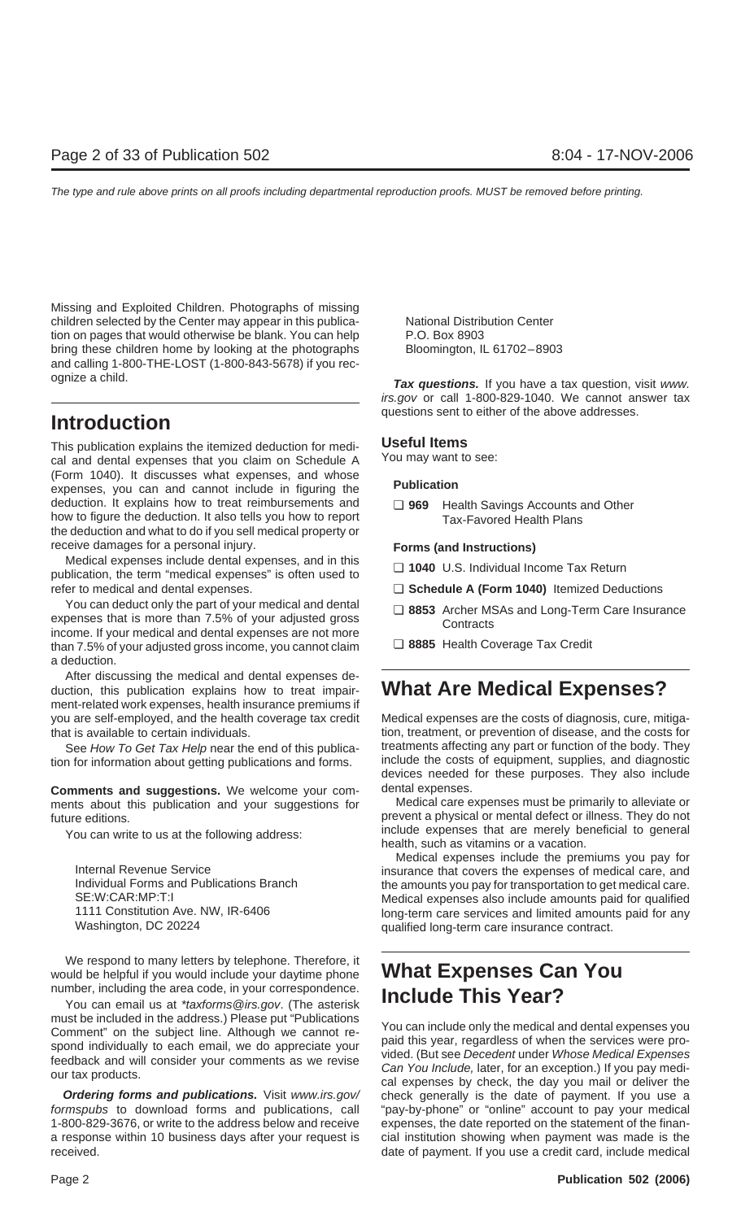Missing and Exploited Children. Photographs of missing children selected by the Center may appear in this publication on pages that would otherwise be blank. You can help bring these children home by looking at the photographs and calling 1-800-THE-LOST (1-800-843-5678) if you recognize a child.

## Introduction

This publication explains the itemized deduction for medical and dental expenses that you claim on Schedule A (Form 1040). It discusses what expenses, and whose expenses, you can and cannot include in figuring the deduction. It explains how to treat reimbursements and how to figure the deduction. It also tells you how to report the deduction and what to do if you sell medical property or receive damages for a personal injury.

Medical expenses include dental expenses, and in this publication, the term "medical expenses" is often used to refer to medical and dental expenses.

You can deduct only the part of your medical and dental expenses that is more than 7.5% of your adjusted gross income. If your medical and dental expenses are not more than 7.5% of your adjusted gross income, you cannot claim a deduction.

After discussing the medical and dental expenses deduction, this publication explains how to treat impairment-related work expenses, health insurance premiums if you are self-employed, and the health coverage tax credit that is available to certain individuals.

See *How To Get Tax Help* near the end of this publication for information about getting publications and forms.

**Comments and suggestions.** We welcome your comments about this publication and your suggestions for future editions.

You can write to us at the following address:

Internal Revenue Service
Individual Forms and Publications Branch
SE:W:CAR:MP:T:I
1111 Constitution Ave. NW, IR-6406
Washington, DC 20224

We respond to many letters by telephone. Therefore, it would be helpful if you would include your daytime phone number, including the area code, in your correspondence.

You can email us at *taxforms@irs.gov*. (The asterisk must be included in the address.) Please put "Publications Comment" on the subject line. Although we cannot respond individually to each email, we do appreciate your feedback and will consider your comments as we revise our tax products.

***Ordering forms and publications.*** Visit *www.irs.gov/formspubs* to download forms and publications, call 1-800-829-3676, or write to the address below and receive a response within 10 business days after your request is received.

National Distribution Center
P.O. Box 8903
Bloomington, IL 61702–8903

***Tax questions.*** If you have a tax question, visit *www.irs.gov* or call 1-800-829-1040. We cannot answer tax questions sent to either of the above addresses.

### Useful Items

You may want to see:

**Publication**

- ❑ **969** Health Savings Accounts and Other Tax-Favored Health Plans

**Forms (and Instructions)**

- ❑ **1040** U.S. Individual Income Tax Return
- ❑ **Schedule A (Form 1040)** Itemized Deductions
- ❑ **8853** Archer MSAs and Long-Term Care Insurance Contracts
- ❑ **8885** Health Coverage Tax Credit

## What Are Medical Expenses?

Medical expenses are the costs of diagnosis, cure, mitigation, treatment, or prevention of disease, and the costs for treatments affecting any part or function of the body. They include the costs of equipment, supplies, and diagnostic devices needed for these purposes. They also include dental expenses.

Medical care expenses must be primarily to alleviate or prevent a physical or mental defect or illness. They do not include expenses that are merely beneficial to general health, such as vitamins or a vacation.

Medical expenses include the premiums you pay for insurance that covers the expenses of medical care, and the amounts you pay for transportation to get medical care. Medical expenses also include amounts paid for qualified long-term care services and limited amounts paid for any qualified long-term care insurance contract.

## What Expenses Can You Include This Year?

You can include only the medical and dental expenses you paid this year, regardless of when the services were provided. (But see *Decedent* under *Whose Medical Expenses Can You Include,* later, for an exception.) If you pay medical expenses by check, the day you mail or deliver the check generally is the date of payment. If you use a "pay-by-phone" or "online" account to pay your medical expenses, the date reported on the statement of the financial institution showing when payment was made is the date of payment. If you use a credit card, include medical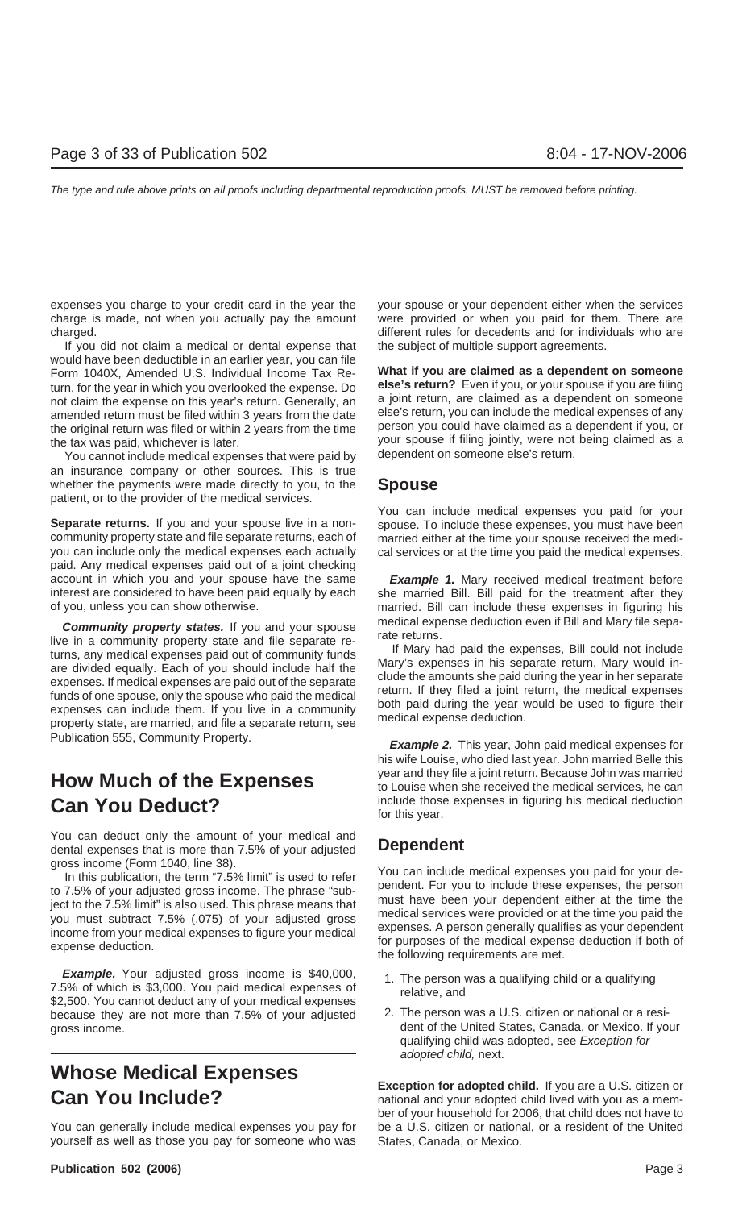expenses you charge to your credit card in the year the charge is made, not when you actually pay the amount charged.

If you did not claim a medical or dental expense that would have been deductible in an earlier year, you can file Form 1040X, Amended U.S. Individual Income Tax Return, for the year in which you overlooked the expense. Do not claim the expense on this year's return. Generally, an amended return must be filed within 3 years from the date the original return was filed or within 2 years from the time the tax was paid, whichever is later.

You cannot include medical expenses that were paid by an insurance company or other sources. This is true whether the payments were made directly to you, to the patient, or to the provider of the medical services.

**Separate returns.** If you and your spouse live in a noncommunity property state and file separate returns, each of you can include only the medical expenses each actually paid. Any medical expenses paid out of a joint checking account in which you and your spouse have the same interest are considered to have been paid equally by each of you, unless you can show otherwise.

***Community property states.*** If you and your spouse live in a community property state and file separate returns, any medical expenses paid out of community funds are divided equally. Each of you should include half the expenses. If medical expenses are paid out of the separate funds of one spouse, only the spouse who paid the medical expenses can include them. If you live in a community property state, are married, and file a separate return, see Publication 555, Community Property.

# How Much of the Expenses Can You Deduct?

You can deduct only the amount of your medical and dental expenses that is more than 7.5% of your adjusted gross income (Form 1040, line 38).

In this publication, the term "7.5% limit" is used to refer to 7.5% of your adjusted gross income. The phrase "subject to the 7.5% limit" is also used. This phrase means that you must subtract 7.5% (.075) of your adjusted gross income from your medical expenses to figure your medical expense deduction.

***Example.*** Your adjusted gross income is $40,000, 7.5% of which is $3,000. You paid medical expenses of $2,500. You cannot deduct any of your medical expenses because they are not more than 7.5% of your adjusted gross income.

# Whose Medical Expenses Can You Include?

You can generally include medical expenses you pay for yourself as well as those you pay for someone who was your spouse or your dependent either when the services were provided or when you paid for them. There are different rules for decedents and for individuals who are the subject of multiple support agreements.

**What if you are claimed as a dependent on someone else's return?** Even if you, or your spouse if you are filing a joint return, are claimed as a dependent on someone else's return, you can include the medical expenses of any person you could have claimed as a dependent if you, or your spouse if filing jointly, were not being claimed as a dependent on someone else's return.

## Spouse

You can include medical expenses you paid for your spouse. To include these expenses, you must have been married either at the time your spouse received the medical services or at the time you paid the medical expenses.

***Example 1.*** Mary received medical treatment before she married Bill. Bill paid for the treatment after they married. Bill can include these expenses in figuring his medical expense deduction even if Bill and Mary file separate returns.

If Mary had paid the expenses, Bill could not include Mary's expenses in his separate return. Mary would include the amounts she paid during the year in her separate return. If they filed a joint return, the medical expenses both paid during the year would be used to figure their medical expense deduction.

***Example 2.*** This year, John paid medical expenses for his wife Louise, who died last year. John married Belle this year and they file a joint return. Because John was married to Louise when she received the medical services, he can include those expenses in figuring his medical deduction for this year.

## Dependent

You can include medical expenses you paid for your dependent. For you to include these expenses, the person must have been your dependent either at the time the medical services were provided or at the time you paid the medical expenses. A person generally qualifies as your dependent for purposes of the medical expense deduction if both of the following requirements are met.

1. The person was a qualifying child or a qualifying relative, and
2. The person was a U.S. citizen or national or a resident of the United States, Canada, or Mexico. If your qualifying child was adopted, see *Exception for adopted child,* next.

**Exception for adopted child.** If you are a U.S. citizen or national and your adopted child lived with you as a member of your household for 2006, that child does not have to be a U.S. citizen or national, or a resident of the United States, Canada, or Mexico.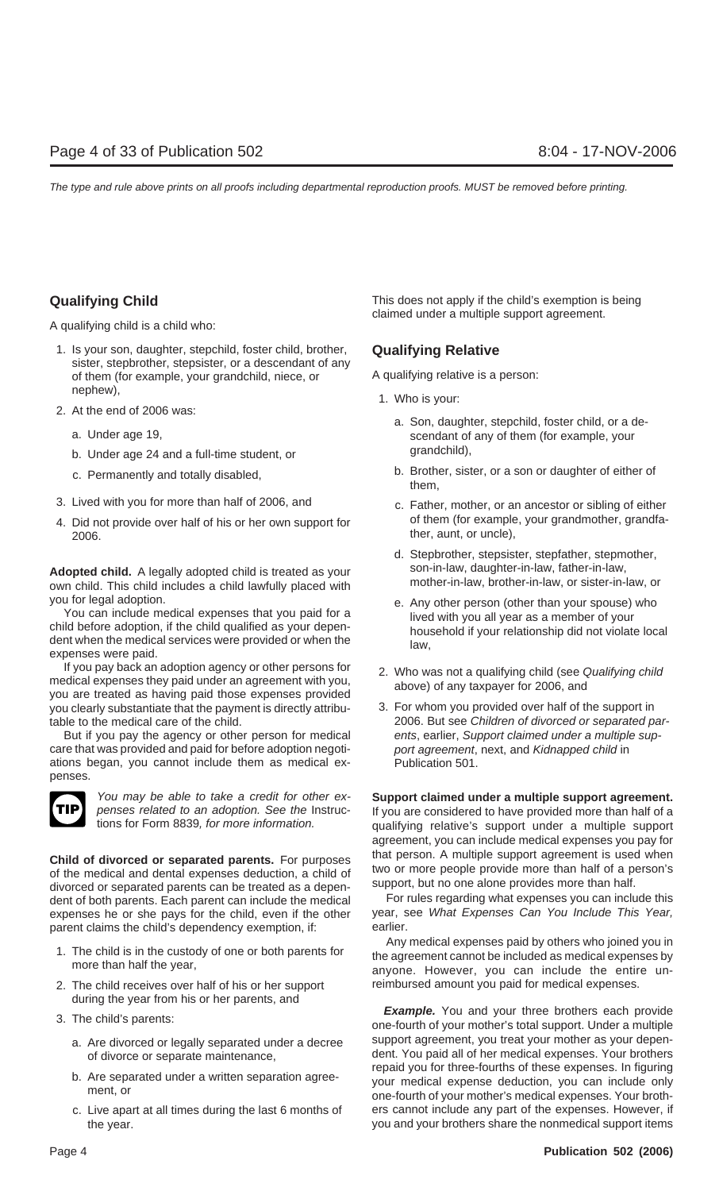## Qualifying Child

A qualifying child is a child who:

1. Is your son, daughter, stepchild, foster child, brother, sister, stepbrother, stepsister, or a descendant of any of them (for example, your grandchild, niece, or nephew),
2. At the end of 2006 was:
   a. Under age 19,
   b. Under age 24 and a full-time student, or
   c. Permanently and totally disabled,
3. Lived with you for more than half of 2006, and
4. Did not provide over half of his or her own support for 2006.

**Adopted child.** A legally adopted child is treated as your own child. This child includes a child lawfully placed with you for legal adoption.

You can include medical expenses that you paid for a child before adoption, if the child qualified as your dependent when the medical services were provided or when the expenses were paid.

If you pay back an adoption agency or other persons for medical expenses they paid under an agreement with you, you are treated as having paid those expenses provided you clearly substantiate that the payment is directly attributable to the medical care of the child.

But if you pay the agency or other person for medical care that was provided and paid for before adoption negotiations began, you cannot include them as medical expenses.

**TIP** *You may be able to take a credit for other expenses related to an adoption. See the* Instructions for Form 8839*, for more information.*

**Child of divorced or separated parents.** For purposes of the medical and dental expenses deduction, a child of divorced or separated parents can be treated as a dependent of both parents. Each parent can include the medical expenses he or she pays for the child, even if the other parent claims the child's dependency exemption, if:

1. The child is in the custody of one or both parents for more than half the year,
2. The child receives over half of his or her support during the year from his or her parents, and
3. The child's parents:
   a. Are divorced or legally separated under a decree of divorce or separate maintenance,
   b. Are separated under a written separation agreement, or
   c. Live apart at all times during the last 6 months of the year.

This does not apply if the child's exemption is being claimed under a multiple support agreement.

## Qualifying Relative

A qualifying relative is a person:

1. Who is your:
   a. Son, daughter, stepchild, foster child, or a descendant of any of them (for example, your grandchild),
   b. Brother, sister, or a son or daughter of either of them,
   c. Father, mother, or an ancestor or sibling of either of them (for example, your grandmother, grandfather, aunt, or uncle),
   d. Stepbrother, stepsister, stepfather, stepmother, son-in-law, daughter-in-law, father-in-law, mother-in-law, brother-in-law, or sister-in-law, or
   e. Any other person (other than your spouse) who lived with you all year as a member of your household if your relationship did not violate local law,
2. Who was not a qualifying child (see *Qualifying child* above) of any taxpayer for 2006, and
3. For whom you provided over half of the support in 2006. But see *Children of divorced or separated parents*, earlier, *Support claimed under a multiple support agreement*, next, and *Kidnapped child* in Publication 501.

**Support claimed under a multiple support agreement.** If you are considered to have provided more than half of a qualifying relative's support under a multiple support agreement, you can include medical expenses you pay for that person. A multiple support agreement is used when two or more people provide more than half of a person's support, but no one alone provides more than half.

For rules regarding what expenses you can include this year, see *What Expenses Can You Include This Year,* earlier.

Any medical expenses paid by others who joined you in the agreement cannot be included as medical expenses by anyone. However, you can include the entire unreimbursed amount you paid for medical expenses.

***Example.*** You and your three brothers each provide one-fourth of your mother's total support. Under a multiple support agreement, you treat your mother as your dependent. You paid all of her medical expenses. Your brothers repaid you for three-fourths of these expenses. In figuring your medical expense deduction, you can include only one-fourth of your mother's medical expenses. Your brothers cannot include any part of the expenses. However, if you and your brothers share the nonmedical support items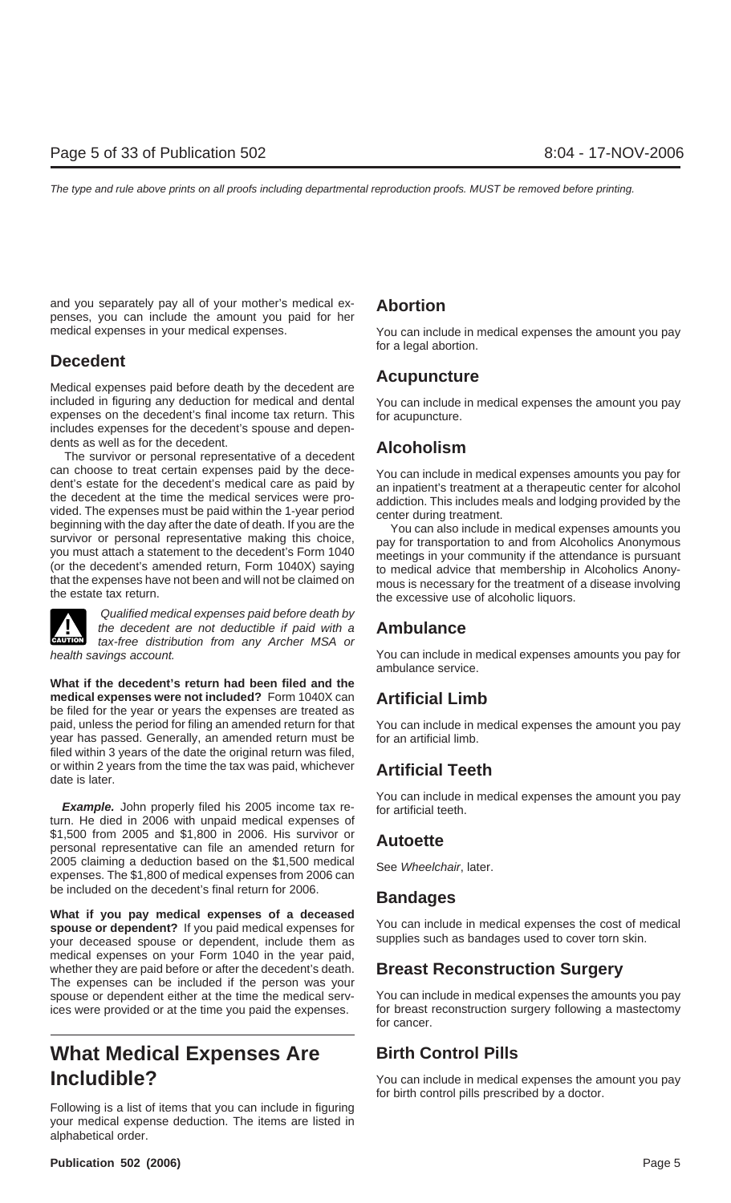and you separately pay all of your mother's medical expenses, you can include the amount you paid for her medical expenses in your medical expenses.

## Decedent

Medical expenses paid before death by the decedent are included in figuring any deduction for medical and dental expenses on the decedent's final income tax return. This includes expenses for the decedent's spouse and dependents as well as for the decedent.

The survivor or personal representative of a decedent can choose to treat certain expenses paid by the decedent's estate for the decedent's medical care as paid by the decedent at the time the medical services were provided. The expenses must be paid within the 1-year period beginning with the day after the date of death. If you are the survivor or personal representative making this choice, you must attach a statement to the decedent's Form 1040 (or the decedent's amended return, Form 1040X) saying that the expenses have not been and will not be claimed on the estate tax return.

> **CAUTION:** *Qualified medical expenses paid before death by the decedent are not deductible if paid with a tax-free distribution from any Archer MSA or health savings account.*

**What if the decedent's return had been filed and the medical expenses were not included?** Form 1040X can be filed for the year or years the expenses are treated as paid, unless the period for filing an amended return for that year has passed. Generally, an amended return must be filed within 3 years of the date the original return was filed, or within 2 years from the time the tax was paid, whichever date is later.

***Example.*** John properly filed his 2005 income tax return. He died in 2006 with unpaid medical expenses of $1,500 from 2005 and $1,800 in 2006. His survivor or personal representative can file an amended return for 2005 claiming a deduction based on the $1,500 medical expenses. The $1,800 of medical expenses from 2006 can be included on the decedent's final return for 2006.

**What if you pay medical expenses of a deceased spouse or dependent?** If you paid medical expenses for your deceased spouse or dependent, include them as medical expenses on your Form 1040 in the year paid, whether they are paid before or after the decedent's death. The expenses can be included if the person was your spouse or dependent either at the time the medical services were provided or at the time you paid the expenses.

# What Medical Expenses Are Includible?

Following is a list of items that you can include in figuring your medical expense deduction. The items are listed in alphabetical order.

## Abortion

You can include in medical expenses the amount you pay for a legal abortion.

## Acupuncture

You can include in medical expenses the amount you pay for acupuncture.

## Alcoholism

You can include in medical expenses amounts you pay for an inpatient's treatment at a therapeutic center for alcohol addiction. This includes meals and lodging provided by the center during treatment.

You can also include in medical expenses amounts you pay for transportation to and from Alcoholics Anonymous meetings in your community if the attendance is pursuant to medical advice that membership in Alcoholics Anonymous is necessary for the treatment of a disease involving the excessive use of alcoholic liquors.

## Ambulance

You can include in medical expenses amounts you pay for ambulance service.

## Artificial Limb

You can include in medical expenses the amount you pay for an artificial limb.

## Artificial Teeth

You can include in medical expenses the amount you pay for artificial teeth.

## Autoette

See *Wheelchair*, later.

## Bandages

You can include in medical expenses the cost of medical supplies such as bandages used to cover torn skin.

## Breast Reconstruction Surgery

You can include in medical expenses the amounts you pay for breast reconstruction surgery following a mastectomy for cancer.

## Birth Control Pills

You can include in medical expenses the amount you pay for birth control pills prescribed by a doctor.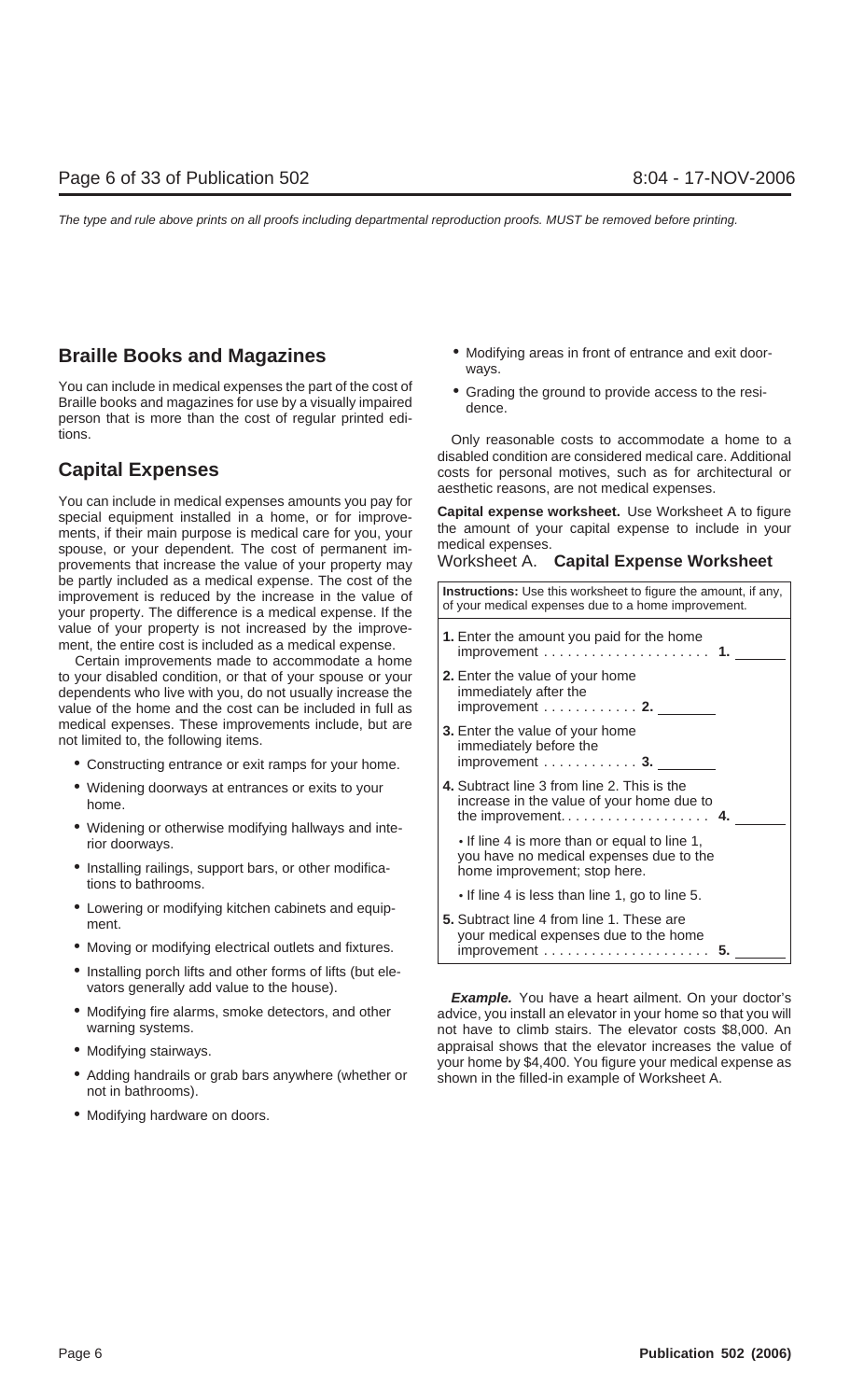## Braille Books and Magazines

You can include in medical expenses the part of the cost of Braille books and magazines for use by a visually impaired person that is more than the cost of regular printed editions.

## Capital Expenses

You can include in medical expenses amounts you pay for special equipment installed in a home, or for improvements, if their main purpose is medical care for you, your spouse, or your dependent. The cost of permanent improvements that increase the value of your property may be partly included as a medical expense. The cost of the improvement is reduced by the increase in the value of your property. The difference is a medical expense. If the value of your property is not increased by the improvement, the entire cost is included as a medical expense.

Certain improvements made to accommodate a home to your disabled condition, or that of your spouse or your dependents who live with you, do not usually increase the value of the home and the cost can be included in full as medical expenses. These improvements include, but are not limited to, the following items.

- Constructing entrance or exit ramps for your home.
- Widening doorways at entrances or exits to your home.
- Widening or otherwise modifying hallways and interior doorways.
- Installing railings, support bars, or other modifications to bathrooms.
- Lowering or modifying kitchen cabinets and equipment.
- Moving or modifying electrical outlets and fixtures.
- Installing porch lifts and other forms of lifts (but elevators generally add value to the house).
- Modifying fire alarms, smoke detectors, and other warning systems.
- Modifying stairways.
- Adding handrails or grab bars anywhere (whether or not in bathrooms).
- Modifying hardware on doors.
- Modifying areas in front of entrance and exit doorways.
- Grading the ground to provide access to the residence.

Only reasonable costs to accommodate a home to a disabled condition are considered medical care. Additional costs for personal motives, such as for architectural or aesthetic reasons, are not medical expenses.

**Capital expense worksheet.** Use Worksheet A to figure the amount of your capital expense to include in your medical expenses.

### Worksheet A. Capital Expense Worksheet

| **Instructions:** Use this worksheet to figure the amount, if any, of your medical expenses due to a home improvement. | | |
|---|---|---|
| **1.** Enter the amount you paid for the home improvement | **1.** | |
| **2.** Enter the value of your home immediately after the improvement | **2.** | |
| **3.** Enter the value of your home immediately before the improvement | **3.** | |
| **4.** Subtract line 3 from line 2. This is the increase in the value of your home due to the improvement | **4.** | |
| • If line 4 is more than or equal to line 1, you have no medical expenses due to the home improvement; stop here. | | |
| • If line 4 is less than line 1, go to line 5. | | |
| **5.** Subtract line 4 from line 1. These are your medical expenses due to the home improvement | **5.** | |

***Example.*** You have a heart ailment. On your doctor's advice, you install an elevator in your home so that you will not have to climb stairs. The elevator costs $8,000. An appraisal shows that the elevator increases the value of your home by $4,400. You figure your medical expense as shown in the filled-in example of Worksheet A.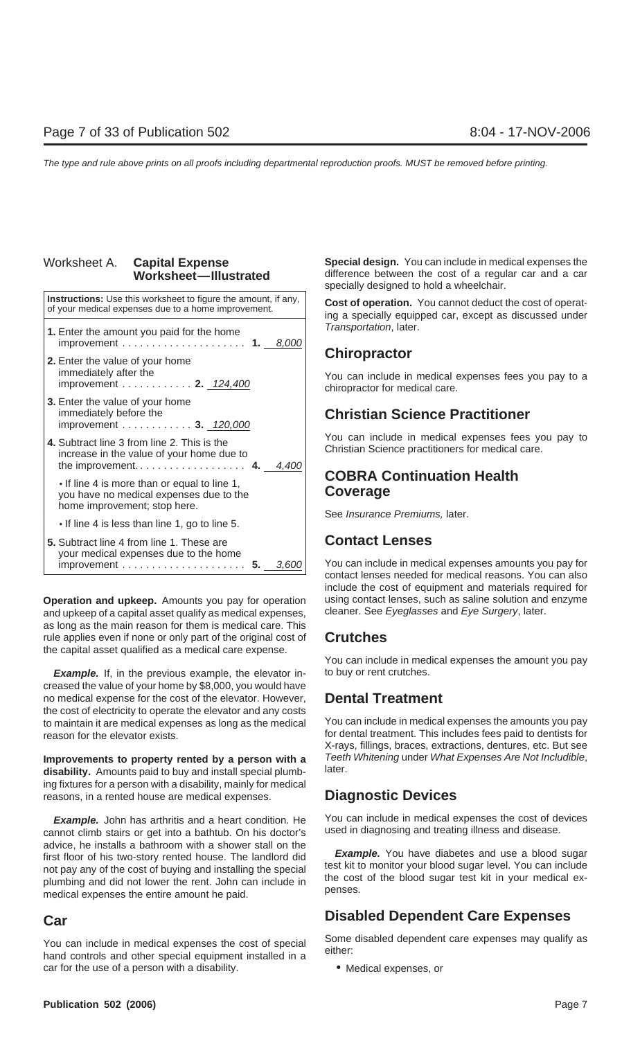Worksheet A. **Capital Expense Worksheet—Illustrated**

**Instructions:** Use this worksheet to figure the amount, if any, of your medical expenses due to a home improvement.

| | | |
|---|---|---|
| **1.** Enter the amount you paid for the home improvement | **1.** | *8,000* |
| **2.** Enter the value of your home immediately after the improvement | **2.** | *124,400* |
| **3.** Enter the value of your home immediately before the improvement | **3.** | *120,000* |
| **4.** Subtract line 3 from line 2. This is the increase in the value of your home due to the improvement | **4.** | *4,400* |
| • If line 4 is more than or equal to line 1, you have no medical expenses due to the home improvement; stop here. | | |
| • If line 4 is less than line 1, go to line 5. | | |
| **5.** Subtract line 4 from line 1. These are your medical expenses due to the home improvement | **5.** | *3,600* |

**Operation and upkeep.** Amounts you pay for operation and upkeep of a capital asset qualify as medical expenses, as long as the main reason for them is medical care. This rule applies even if none or only part of the original cost of the capital asset qualified as a medical care expense.

***Example.*** If, in the previous example, the elevator increased the value of your home by $8,000, you would have no medical expense for the cost of the elevator. However, the cost of electricity to operate the elevator and any costs to maintain it are medical expenses as long as the medical reason for the elevator exists.

**Improvements to property rented by a person with a disability.** Amounts paid to buy and install special plumbing fixtures for a person with a disability, mainly for medical reasons, in a rented house are medical expenses.

***Example.*** John has arthritis and a heart condition. He cannot climb stairs or get into a bathtub. On his doctor's advice, he installs a bathroom with a shower stall on the first floor of his two-story rented house. The landlord did not pay any of the cost of buying and installing the special plumbing and did not lower the rent. John can include in medical expenses the entire amount he paid.

## Car

You can include in medical expenses the cost of special hand controls and other special equipment installed in a car for the use of a person with a disability.

**Special design.** You can include in medical expenses the difference between the cost of a regular car and a car specially designed to hold a wheelchair.

**Cost of operation.** You cannot deduct the cost of operating a specially equipped car, except as discussed under *Transportation*, later.

## Chiropractor

You can include in medical expenses fees you pay to a chiropractor for medical care.

## Christian Science Practitioner

You can include in medical expenses fees you pay to Christian Science practitioners for medical care.

## COBRA Continuation Health Coverage

See *Insurance Premiums,* later.

## Contact Lenses

You can include in medical expenses amounts you pay for contact lenses needed for medical reasons. You can also include the cost of equipment and materials required for using contact lenses, such as saline solution and enzyme cleaner. See *Eyeglasses* and *Eye Surgery*, later.

## Crutches

You can include in medical expenses the amount you pay to buy or rent crutches.

## Dental Treatment

You can include in medical expenses the amounts you pay for dental treatment. This includes fees paid to dentists for X-rays, fillings, braces, extractions, dentures, etc. But see *Teeth Whitening* under *What Expenses Are Not Includible*, later.

## Diagnostic Devices

You can include in medical expenses the cost of devices used in diagnosing and treating illness and disease.

***Example.*** You have diabetes and use a blood sugar test kit to monitor your blood sugar level. You can include the cost of the blood sugar test kit in your medical expenses.

## Disabled Dependent Care Expenses

Some disabled dependent care expenses may qualify as either:

- Medical expenses, or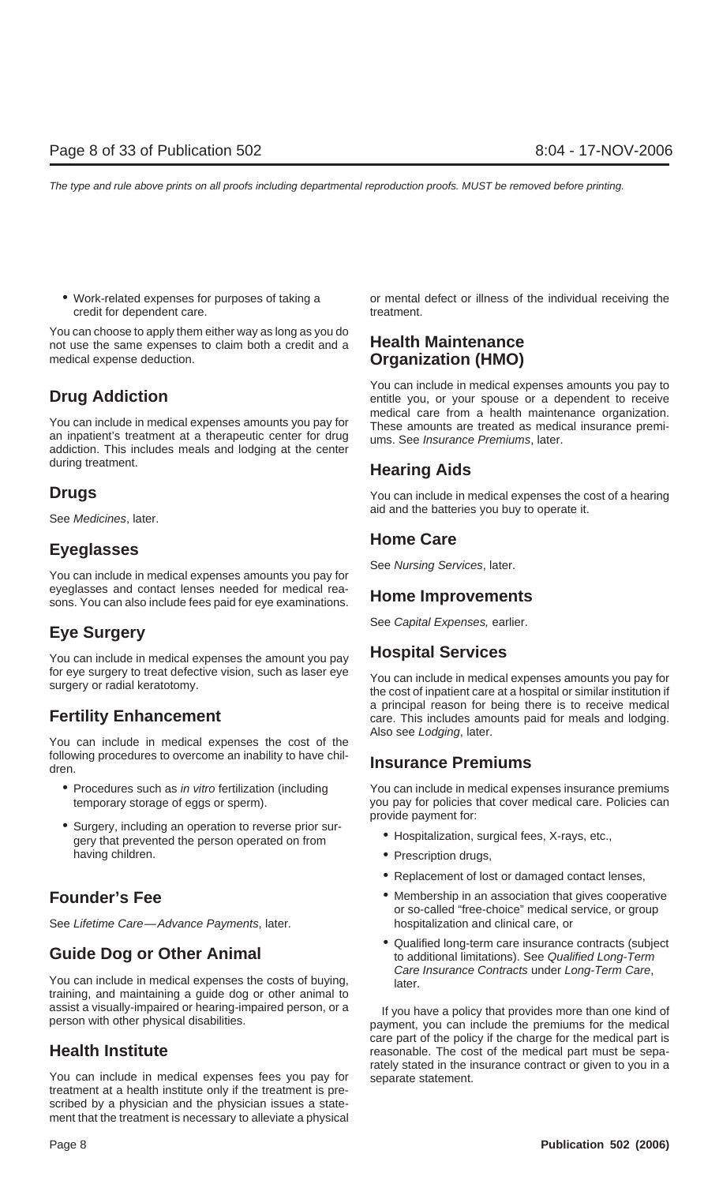- Work-related expenses for purposes of taking a credit for dependent care.

You can choose to apply them either way as long as you do not use the same expenses to claim both a credit and a medical expense deduction.

## Drug Addiction

You can include in medical expenses amounts you pay for an inpatient's treatment at a therapeutic center for drug addiction. This includes meals and lodging at the center during treatment.

## Drugs

See *Medicines*, later.

## Eyeglasses

You can include in medical expenses amounts you pay for eyeglasses and contact lenses needed for medical reasons. You can also include fees paid for eye examinations.

## Eye Surgery

You can include in medical expenses the amount you pay for eye surgery to treat defective vision, such as laser eye surgery or radial keratotomy.

## Fertility Enhancement

You can include in medical expenses the cost of the following procedures to overcome an inability to have children.

- Procedures such as *in vitro* fertilization (including temporary storage of eggs or sperm).
- Surgery, including an operation to reverse prior surgery that prevented the person operated on from having children.

## Founder's Fee

See *Lifetime Care—Advance Payments*, later.

## Guide Dog or Other Animal

You can include in medical expenses the costs of buying, training, and maintaining a guide dog or other animal to assist a visually-impaired or hearing-impaired person, or a person with other physical disabilities.

## Health Institute

You can include in medical expenses fees you pay for treatment at a health institute only if the treatment is prescribed by a physician and the physician issues a statement that the treatment is necessary to alleviate a physical or mental defect or illness of the individual receiving the treatment.

## Health Maintenance Organization (HMO)

You can include in medical expenses amounts you pay to entitle you, or your spouse or a dependent to receive medical care from a health maintenance organization. These amounts are treated as medical insurance premiums. See *Insurance Premiums*, later.

## Hearing Aids

You can include in medical expenses the cost of a hearing aid and the batteries you buy to operate it.

## Home Care

See *Nursing Services*, later.

## Home Improvements

See *Capital Expenses,* earlier.

## Hospital Services

You can include in medical expenses amounts you pay for the cost of inpatient care at a hospital or similar institution if a principal reason for being there is to receive medical care. This includes amounts paid for meals and lodging. Also see *Lodging*, later.

## Insurance Premiums

You can include in medical expenses insurance premiums you pay for policies that cover medical care. Policies can provide payment for:

- Hospitalization, surgical fees, X-rays, etc.,
- Prescription drugs,
- Replacement of lost or damaged contact lenses,
- Membership in an association that gives cooperative or so-called "free-choice" medical service, or group hospitalization and clinical care, or
- Qualified long-term care insurance contracts (subject to additional limitations). See *Qualified Long-Term Care Insurance Contracts* under *Long-Term Care*, later.

If you have a policy that provides more than one kind of payment, you can include the premiums for the medical care part of the policy if the charge for the medical part is reasonable. The cost of the medical part must be separately stated in the insurance contract or given to you in a separate statement.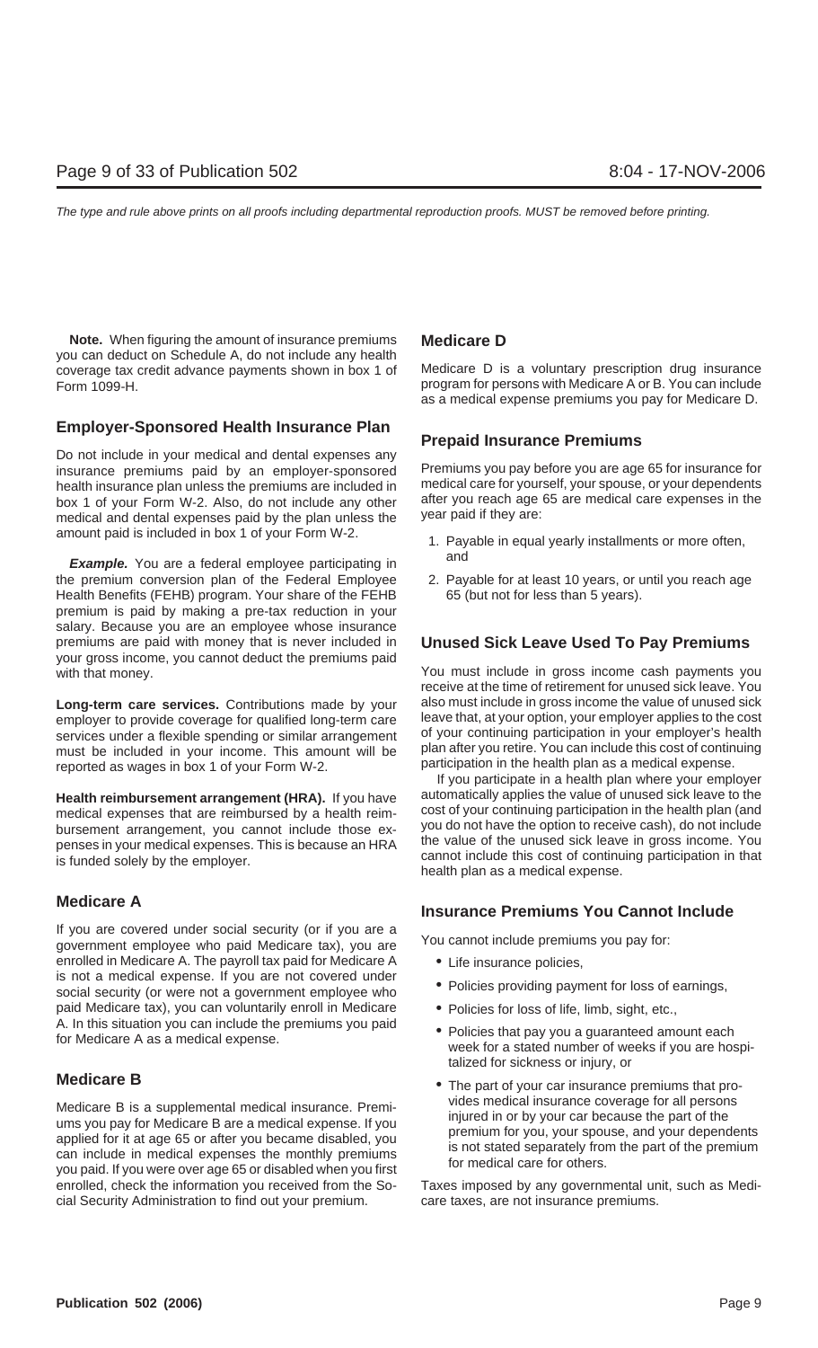**Note.** When figuring the amount of insurance premiums you can deduct on Schedule A, do not include any health coverage tax credit advance payments shown in box 1 of Form 1099-H.

## Employer-Sponsored Health Insurance Plan

Do not include in your medical and dental expenses any insurance premiums paid by an employer-sponsored health insurance plan unless the premiums are included in box 1 of your Form W-2. Also, do not include any other medical and dental expenses paid by the plan unless the amount paid is included in box 1 of your Form W-2.

***Example.*** You are a federal employee participating in the premium conversion plan of the Federal Employee Health Benefits (FEHB) program. Your share of the FEHB premium is paid by making a pre-tax reduction in your salary. Because you are an employee whose insurance premiums are paid with money that is never included in your gross income, you cannot deduct the premiums paid with that money.

**Long-term care services.** Contributions made by your employer to provide coverage for qualified long-term care services under a flexible spending or similar arrangement must be included in your income. This amount will be reported as wages in box 1 of your Form W-2.

**Health reimbursement arrangement (HRA).** If you have medical expenses that are reimbursed by a health reimbursement arrangement, you cannot include those expenses in your medical expenses. This is because an HRA is funded solely by the employer.

## Medicare A

If you are covered under social security (or if you are a government employee who paid Medicare tax), you are enrolled in Medicare A. The payroll tax paid for Medicare A is not a medical expense. If you are not covered under social security (or were not a government employee who paid Medicare tax), you can voluntarily enroll in Medicare A. In this situation you can include the premiums you paid for Medicare A as a medical expense.

## Medicare B

Medicare B is a supplemental medical insurance. Premiums you pay for Medicare B are a medical expense. If you applied for it at age 65 or after you became disabled, you can include in medical expenses the monthly premiums you paid. If you were over age 65 or disabled when you first enrolled, check the information you received from the Social Security Administration to find out your premium.

## Medicare D

Medicare D is a voluntary prescription drug insurance program for persons with Medicare A or B. You can include as a medical expense premiums you pay for Medicare D.

## Prepaid Insurance Premiums

Premiums you pay before you are age 65 for insurance for medical care for yourself, your spouse, or your dependents after you reach age 65 are medical care expenses in the year paid if they are:

1. Payable in equal yearly installments or more often, and
2. Payable for at least 10 years, or until you reach age 65 (but not for less than 5 years).

## Unused Sick Leave Used To Pay Premiums

You must include in gross income cash payments you receive at the time of retirement for unused sick leave. You also must include in gross income the value of unused sick leave that, at your option, your employer applies to the cost of your continuing participation in your employer's health plan after you retire. You can include this cost of continuing participation in the health plan as a medical expense.

If you participate in a health plan where your employer automatically applies the value of unused sick leave to the cost of your continuing participation in the health plan (and you do not have the option to receive cash), do not include the value of the unused sick leave in gross income. You cannot include this cost of continuing participation in that health plan as a medical expense.

## Insurance Premiums You Cannot Include

You cannot include premiums you pay for:

- Life insurance policies,
- Policies providing payment for loss of earnings,
- Policies for loss of life, limb, sight, etc.,
- Policies that pay you a guaranteed amount each week for a stated number of weeks if you are hospitalized for sickness or injury, or
- The part of your car insurance premiums that provides medical insurance coverage for all persons injured in or by your car because the part of the premium for you, your spouse, and your dependents is not stated separately from the part of the premium for medical care for others.

Taxes imposed by any governmental unit, such as Medicare taxes, are not insurance premiums.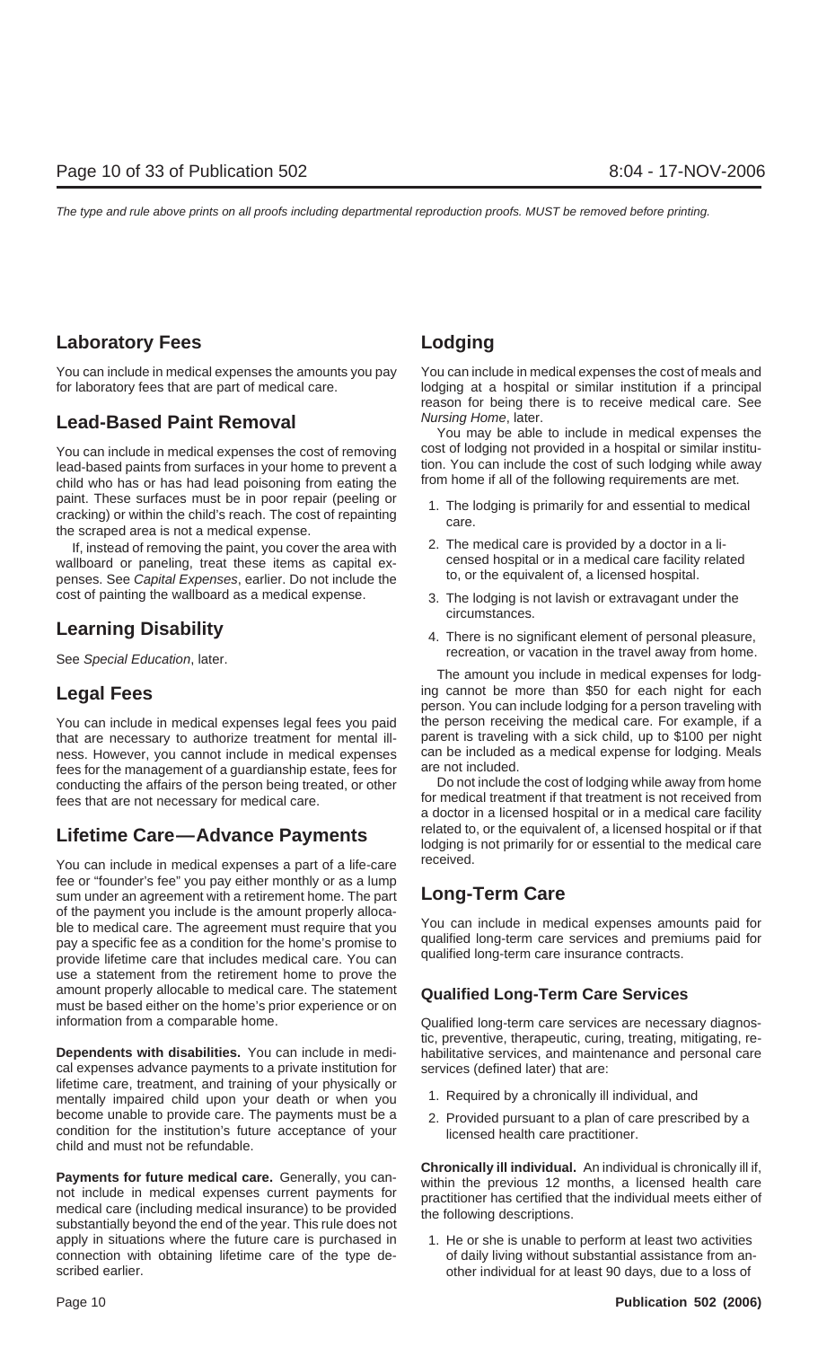## Laboratory Fees

You can include in medical expenses the amounts you pay for laboratory fees that are part of medical care.

## Lead-Based Paint Removal

You can include in medical expenses the cost of removing lead-based paints from surfaces in your home to prevent a child who has or has had lead poisoning from eating the paint. These surfaces must be in poor repair (peeling or cracking) or within the child's reach. The cost of repainting the scraped area is not a medical expense.

If, instead of removing the paint, you cover the area with wallboard or paneling, treat these items as capital expenses. See *Capital Expenses*, earlier. Do not include the cost of painting the wallboard as a medical expense.

## Learning Disability

See *Special Education*, later.

## Legal Fees

You can include in medical expenses legal fees you paid that are necessary to authorize treatment for mental illness. However, you cannot include in medical expenses fees for the management of a guardianship estate, fees for conducting the affairs of the person being treated, or other fees that are not necessary for medical care.

## Lifetime Care—Advance Payments

You can include in medical expenses a part of a life-care fee or "founder's fee" you pay either monthly or as a lump sum under an agreement with a retirement home. The part of the payment you include is the amount properly allocable to medical care. The agreement must require that you pay a specific fee as a condition for the home's promise to provide lifetime care that includes medical care. You can use a statement from the retirement home to prove the amount properly allocable to medical care. The statement must be based either on the home's prior experience or on information from a comparable home.

**Dependents with disabilities.** You can include in medical expenses advance payments to a private institution for lifetime care, treatment, and training of your physically or mentally impaired child upon your death or when you become unable to provide care. The payments must be a condition for the institution's future acceptance of your child and must not be refundable.

**Payments for future medical care.** Generally, you cannot include in medical expenses current payments for medical care (including medical insurance) to be provided substantially beyond the end of the year. This rule does not apply in situations where the future care is purchased in connection with obtaining lifetime care of the type described earlier.

## Lodging

You can include in medical expenses the cost of meals and lodging at a hospital or similar institution if a principal reason for being there is to receive medical care. See *Nursing Home*, later.

You may be able to include in medical expenses the cost of lodging not provided in a hospital or similar institution. You can include the cost of such lodging while away from home if all of the following requirements are met.

1. The lodging is primarily for and essential to medical care.
2. The medical care is provided by a doctor in a licensed hospital or in a medical care facility related to, or the equivalent of, a licensed hospital.
3. The lodging is not lavish or extravagant under the circumstances.
4. There is no significant element of personal pleasure, recreation, or vacation in the travel away from home.

The amount you include in medical expenses for lodging cannot be more than $50 for each night for each person. You can include lodging for a person traveling with the person receiving the medical care. For example, if a parent is traveling with a sick child, up to $100 per night can be included as a medical expense for lodging. Meals are not included.

Do not include the cost of lodging while away from home for medical treatment if that treatment is not received from a doctor in a licensed hospital or in a medical care facility related to, or the equivalent of, a licensed hospital or if that lodging is not primarily for or essential to the medical care received.

## Long-Term Care

You can include in medical expenses amounts paid for qualified long-term care services and premiums paid for qualified long-term care insurance contracts.

### Qualified Long-Term Care Services

Qualified long-term care services are necessary diagnostic, preventive, therapeutic, curing, treating, mitigating, rehabilitative services, and maintenance and personal care services (defined later) that are:

1. Required by a chronically ill individual, and
2. Provided pursuant to a plan of care prescribed by a licensed health care practitioner.

**Chronically ill individual.** An individual is chronically ill if, within the previous 12 months, a licensed health care practitioner has certified that the individual meets either of the following descriptions.

1. He or she is unable to perform at least two activities of daily living without substantial assistance from another individual for at least 90 days, due to a loss of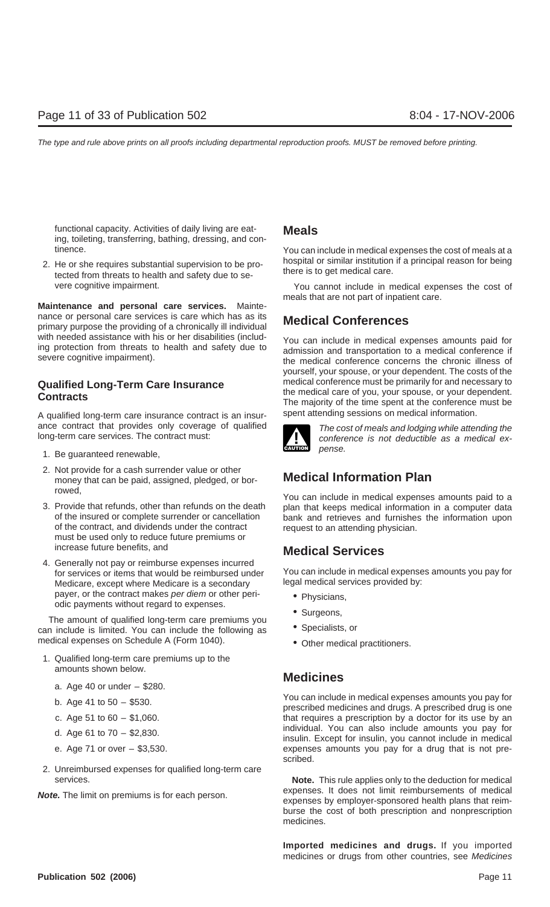functional capacity. Activities of daily living are eating, toileting, transferring, bathing, dressing, and continence.

2. He or she requires substantial supervision to be protected from threats to health and safety due to severe cognitive impairment.

**Maintenance and personal care services.** Maintenance or personal care services is care which has as its primary purpose the providing of a chronically ill individual with needed assistance with his or her disabilities (including protection from threats to health and safety due to severe cognitive impairment).

## Qualified Long-Term Care Insurance Contracts

A qualified long-term care insurance contract is an insurance contract that provides only coverage of qualified long-term care services. The contract must:

1. Be guaranteed renewable,
2. Not provide for a cash surrender value or other money that can be paid, assigned, pledged, or borrowed,
3. Provide that refunds, other than refunds on the death of the insured or complete surrender or cancellation of the contract, and dividends under the contract must be used only to reduce future premiums or increase future benefits, and
4. Generally not pay or reimburse expenses incurred for services or items that would be reimbursed under Medicare, except where Medicare is a secondary payer, or the contract makes *per diem* or other periodic payments without regard to expenses.

The amount of qualified long-term care premiums you can include is limited. You can include the following as medical expenses on Schedule A (Form 1040).

1. Qualified long-term care premiums up to the amounts shown below.
   a. Age 40 or under – $280.
   b. Age 41 to 50 – $530.
   c. Age 51 to 60 – $1,060.
   d. Age 61 to 70 – $2,830.
   e. Age 71 or over – $3,530.
2. Unreimbursed expenses for qualified long-term care services.

***Note.*** The limit on premiums is for each person.

## Meals

You can include in medical expenses the cost of meals at a hospital or similar institution if a principal reason for being there is to get medical care.

You cannot include in medical expenses the cost of meals that are not part of inpatient care.

## Medical Conferences

You can include in medical expenses amounts paid for admission and transportation to a medical conference if the medical conference concerns the chronic illness of yourself, your spouse, or your dependent. The costs of the medical conference must be primarily for and necessary to the medical care of you, your spouse, or your dependent. The majority of the time spent at the conference must be spent attending sessions on medical information.

**CAUTION:** *The cost of meals and lodging while attending the conference is not deductible as a medical expense.*

## Medical Information Plan

You can include in medical expenses amounts paid to a plan that keeps medical information in a computer data bank and retrieves and furnishes the information upon request to an attending physician.

## Medical Services

You can include in medical expenses amounts you pay for legal medical services provided by:

- Physicians,
- Surgeons,
- Specialists, or
- Other medical practitioners.

## Medicines

You can include in medical expenses amounts you pay for prescribed medicines and drugs. A prescribed drug is one that requires a prescription by a doctor for its use by an individual. You can also include amounts you pay for insulin. Except for insulin, you cannot include in medical expenses amounts you pay for a drug that is not prescribed.

**Note.** This rule applies only to the deduction for medical expenses. It does not limit reimbursements of medical expenses by employer-sponsored health plans that reimburse the cost of both prescription and nonprescription medicines.

**Imported medicines and drugs.** If you imported medicines or drugs from other countries, see *Medicines*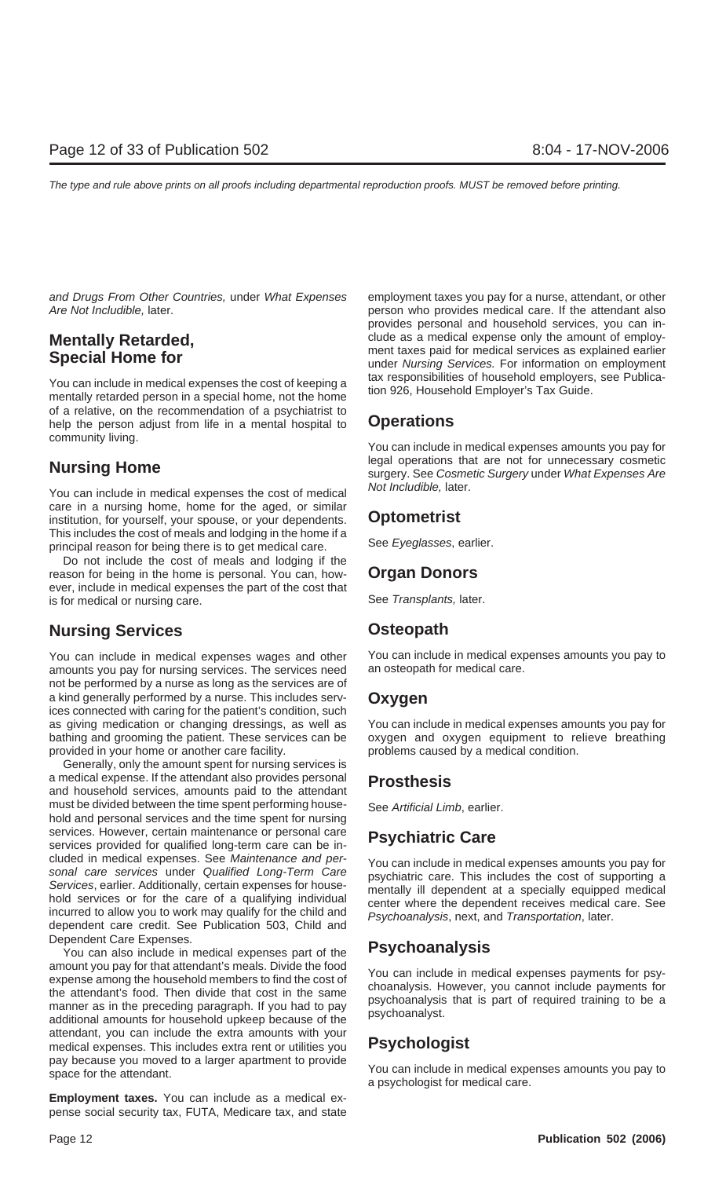*and Drugs From Other Countries,* under *What Expenses Are Not Includible,* later.

## Mentally Retarded, Special Home for

You can include in medical expenses the cost of keeping a mentally retarded person in a special home, not the home of a relative, on the recommendation of a psychiatrist to help the person adjust from life in a mental hospital to community living.

## Nursing Home

You can include in medical expenses the cost of medical care in a nursing home, home for the aged, or similar institution, for yourself, your spouse, or your dependents. This includes the cost of meals and lodging in the home if a principal reason for being there is to get medical care.

Do not include the cost of meals and lodging if the reason for being in the home is personal. You can, however, include in medical expenses the part of the cost that is for medical or nursing care.

## Nursing Services

You can include in medical expenses wages and other amounts you pay for nursing services. The services need not be performed by a nurse as long as the services are of a kind generally performed by a nurse. This includes services connected with caring for the patient's condition, such as giving medication or changing dressings, as well as bathing and grooming the patient. These services can be provided in your home or another care facility.

Generally, only the amount spent for nursing services is a medical expense. If the attendant also provides personal and household services, amounts paid to the attendant must be divided between the time spent performing household and personal services and the time spent for nursing services. However, certain maintenance or personal care services provided for qualified long-term care can be included in medical expenses. See *Maintenance and personal care services* under *Qualified Long-Term Care Services*, earlier. Additionally, certain expenses for household services or for the care of a qualifying individual incurred to allow you to work may qualify for the child and dependent care credit. See Publication 503, Child and Dependent Care Expenses.

You can also include in medical expenses part of the amount you pay for that attendant's meals. Divide the food expense among the household members to find the cost of the attendant's food. Then divide that cost in the same manner as in the preceding paragraph. If you had to pay additional amounts for household upkeep because of the attendant, you can include the extra amounts with your medical expenses. This includes extra rent or utilities you pay because you moved to a larger apartment to provide space for the attendant.

**Employment taxes.** You can include as a medical expense social security tax, FUTA, Medicare tax, and state employment taxes you pay for a nurse, attendant, or other person who provides medical care. If the attendant also provides personal and household services, you can include as a medical expense only the amount of employment taxes paid for medical services as explained earlier under *Nursing Services.* For information on employment tax responsibilities of household employers, see Publication 926, Household Employer's Tax Guide.

## Operations

You can include in medical expenses amounts you pay for legal operations that are not for unnecessary cosmetic surgery. See *Cosmetic Surgery* under *What Expenses Are Not Includible,* later.

## Optometrist

See *Eyeglasses*, earlier.

## Organ Donors

See *Transplants,* later.

## Osteopath

You can include in medical expenses amounts you pay to an osteopath for medical care.

## Oxygen

You can include in medical expenses amounts you pay for oxygen and oxygen equipment to relieve breathing problems caused by a medical condition.

## Prosthesis

See *Artificial Limb*, earlier.

## Psychiatric Care

You can include in medical expenses amounts you pay for psychiatric care. This includes the cost of supporting a mentally ill dependent at a specially equipped medical center where the dependent receives medical care. See *Psychoanalysis*, next, and *Transportation*, later.

## Psychoanalysis

You can include in medical expenses payments for psychoanalysis. However, you cannot include payments for psychoanalysis that is part of required training to be a psychoanalyst.

## Psychologist

You can include in medical expenses amounts you pay to a psychologist for medical care.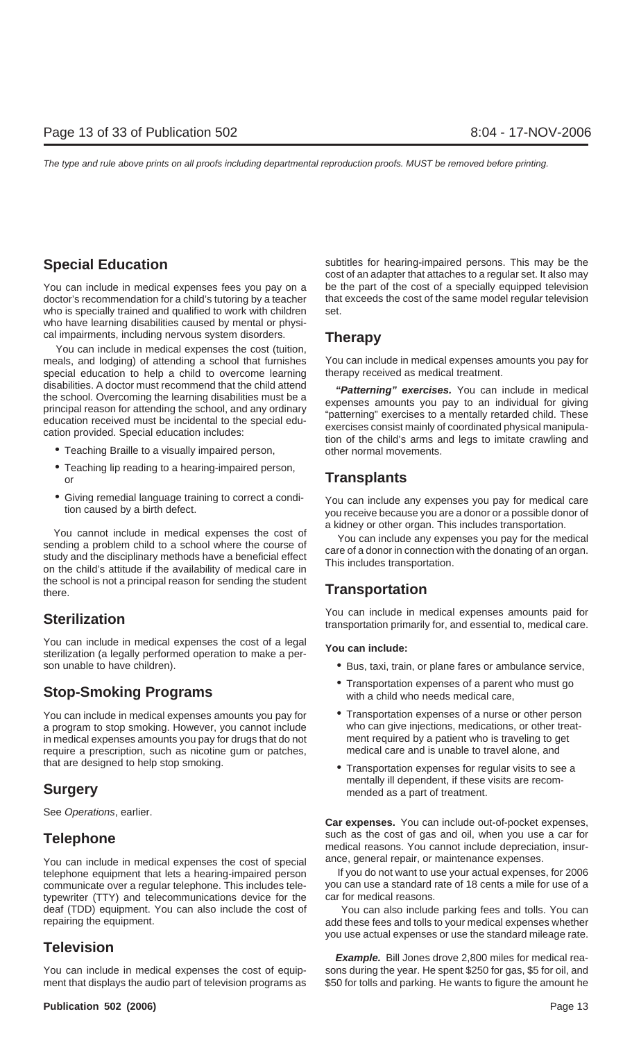## Special Education

You can include in medical expenses fees you pay on a doctor's recommendation for a child's tutoring by a teacher who is specially trained and qualified to work with children who have learning disabilities caused by mental or physical impairments, including nervous system disorders.

You can include in medical expenses the cost (tuition, meals, and lodging) of attending a school that furnishes special education to help a child to overcome learning disabilities. A doctor must recommend that the child attend the school. Overcoming the learning disabilities must be a principal reason for attending the school, and any ordinary education received must be incidental to the special education provided. Special education includes:

- Teaching Braille to a visually impaired person,
- Teaching lip reading to a hearing-impaired person, or
- Giving remedial language training to correct a condition caused by a birth defect.

You cannot include in medical expenses the cost of sending a problem child to a school where the course of study and the disciplinary methods have a beneficial effect on the child's attitude if the availability of medical care in the school is not a principal reason for sending the student there.

## Sterilization

You can include in medical expenses the cost of a legal sterilization (a legally performed operation to make a person unable to have children).

## Stop-Smoking Programs

You can include in medical expenses amounts you pay for a program to stop smoking. However, you cannot include in medical expenses amounts you pay for drugs that do not require a prescription, such as nicotine gum or patches, that are designed to help stop smoking.

## Surgery

See *Operations*, earlier.

## Telephone

You can include in medical expenses the cost of special telephone equipment that lets a hearing-impaired person communicate over a regular telephone. This includes teletypewriter (TTY) and telecommunications device for the deaf (TDD) equipment. You can also include the cost of repairing the equipment.

## Television

You can include in medical expenses the cost of equipment that displays the audio part of television programs as subtitles for hearing-impaired persons. This may be the cost of an adapter that attaches to a regular set. It also may be the part of the cost of a specially equipped television that exceeds the cost of the same model regular television set.

## Therapy

You can include in medical expenses amounts you pay for therapy received as medical treatment.

***"Patterning" exercises.*** You can include in medical expenses amounts you pay to an individual for giving "patterning" exercises to a mentally retarded child. These exercises consist mainly of coordinated physical manipulation of the child's arms and legs to imitate crawling and other normal movements.

## Transplants

You can include any expenses you pay for medical care you receive because you are a donor or a possible donor of a kidney or other organ. This includes transportation.

You can include any expenses you pay for the medical care of a donor in connection with the donating of an organ. This includes transportation.

## Transportation

You can include in medical expenses amounts paid for transportation primarily for, and essential to, medical care.

**You can include:**

- Bus, taxi, train, or plane fares or ambulance service,
- Transportation expenses of a parent who must go with a child who needs medical care,
- Transportation expenses of a nurse or other person who can give injections, medications, or other treatment required by a patient who is traveling to get medical care and is unable to travel alone, and
- Transportation expenses for regular visits to see a mentally ill dependent, if these visits are recommended as a part of treatment.

**Car expenses.** You can include out-of-pocket expenses, such as the cost of gas and oil, when you use a car for medical reasons. You cannot include depreciation, insurance, general repair, or maintenance expenses.

If you do not want to use your actual expenses, for 2006 you can use a standard rate of 18 cents a mile for use of a car for medical reasons.

You can also include parking fees and tolls. You can add these fees and tolls to your medical expenses whether you use actual expenses or use the standard mileage rate.

***Example.*** Bill Jones drove 2,800 miles for medical reasons during the year. He spent $250 for gas, $5 for oil, and $50 for tolls and parking. He wants to figure the amount he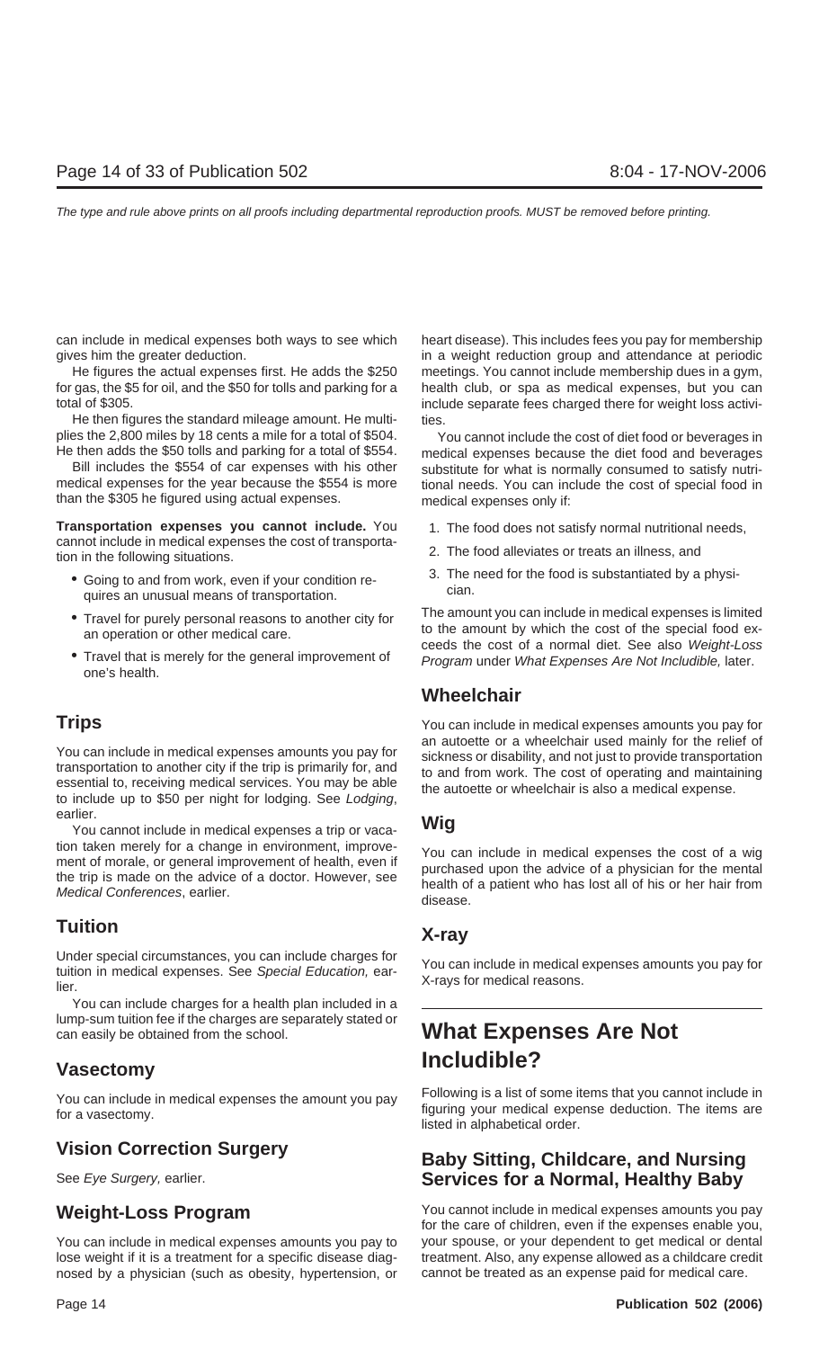can include in medical expenses both ways to see which gives him the greater deduction.

He figures the actual expenses first. He adds the $250 for gas, the $5 for oil, and the $50 for tolls and parking for a total of $305.

He then figures the standard mileage amount. He multiplies the 2,800 miles by 18 cents a mile for a total of $504. He then adds the $50 tolls and parking for a total of $554.

Bill includes the $554 of car expenses with his other medical expenses for the year because the $554 is more than the $305 he figured using actual expenses.

**Transportation expenses you cannot include.** You cannot include in medical expenses the cost of transportation in the following situations.

- Going to and from work, even if your condition requires an unusual means of transportation.
- Travel for purely personal reasons to another city for an operation or other medical care.
- Travel that is merely for the general improvement of one's health.

## Trips

You can include in medical expenses amounts you pay for transportation to another city if the trip is primarily for, and essential to, receiving medical services. You may be able to include up to $50 per night for lodging. See *Lodging*, earlier.

You cannot include in medical expenses a trip or vacation taken merely for a change in environment, improvement of morale, or general improvement of health, even if the trip is made on the advice of a doctor. However, see *Medical Conferences*, earlier.

## Tuition

Under special circumstances, you can include charges for tuition in medical expenses. See *Special Education*, earlier.

You can include charges for a health plan included in a lump-sum tuition fee if the charges are separately stated or can easily be obtained from the school.

## Vasectomy

You can include in medical expenses the amount you pay for a vasectomy.

## Vision Correction Surgery

See *Eye Surgery*, earlier.

## Weight-Loss Program

You can include in medical expenses amounts you pay to lose weight if it is a treatment for a specific disease diagnosed by a physician (such as obesity, hypertension, or heart disease). This includes fees you pay for membership in a weight reduction group and attendance at periodic meetings. You cannot include membership dues in a gym, health club, or spa as medical expenses, but you can include separate fees charged there for weight loss activities.

You cannot include the cost of diet food or beverages in medical expenses because the diet food and beverages substitute for what is normally consumed to satisfy nutritional needs. You can include the cost of special food in medical expenses only if:

1. The food does not satisfy normal nutritional needs,
2. The food alleviates or treats an illness, and
3. The need for the food is substantiated by a physician.

The amount you can include in medical expenses is limited to the amount by which the cost of the special food exceeds the cost of a normal diet. See also *Weight-Loss Program* under *What Expenses Are Not Includible,* later.

## Wheelchair

You can include in medical expenses amounts you pay for an autoette or a wheelchair used mainly for the relief of sickness or disability, and not just to provide transportation to and from work. The cost of operating and maintaining the autoette or wheelchair is also a medical expense.

## Wig

You can include in medical expenses the cost of a wig purchased upon the advice of a physician for the mental health of a patient who has lost all of his or her hair from disease.

## X-ray

You can include in medical expenses amounts you pay for X-rays for medical reasons.

# What Expenses Are Not Includible?

Following is a list of some items that you cannot include in figuring your medical expense deduction. The items are listed in alphabetical order.

## Baby Sitting, Childcare, and Nursing Services for a Normal, Healthy Baby

You cannot include in medical expenses amounts you pay for the care of children, even if the expenses enable you, your spouse, or your dependent to get medical or dental treatment. Also, any expense allowed as a childcare credit cannot be treated as an expense paid for medical care.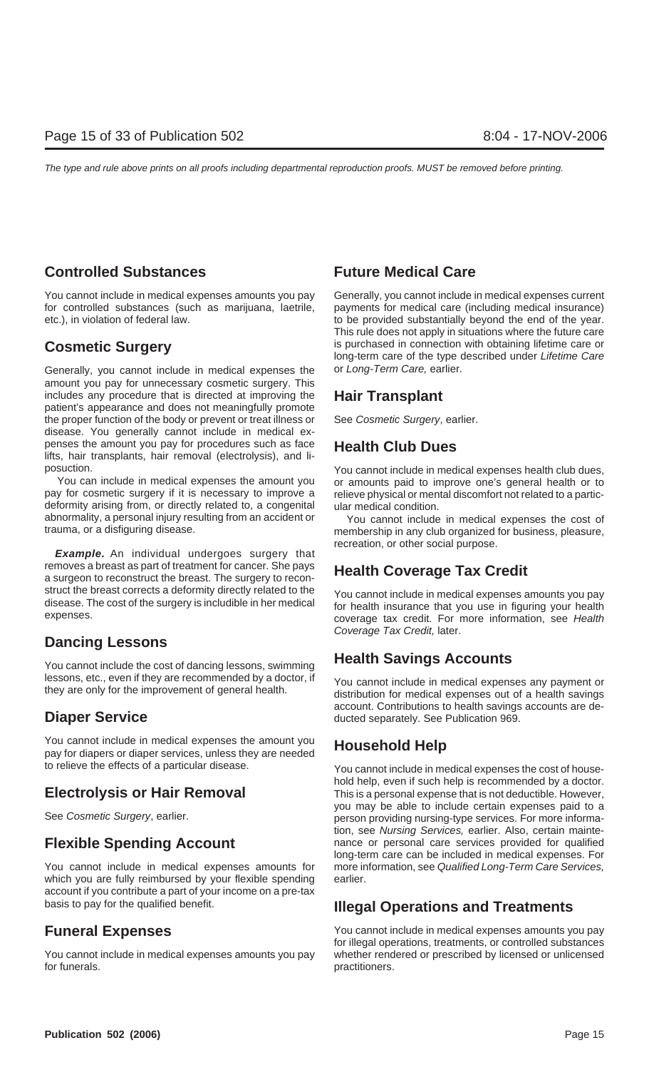## Controlled Substances

You cannot include in medical expenses amounts you pay for controlled substances (such as marijuana, laetrile, etc.), in violation of federal law.

## Cosmetic Surgery

Generally, you cannot include in medical expenses the amount you pay for unnecessary cosmetic surgery. This includes any procedure that is directed at improving the patient's appearance and does not meaningfully promote the proper function of the body or prevent or treat illness or disease. You generally cannot include in medical expenses the amount you pay for procedures such as face lifts, hair transplants, hair removal (electrolysis), and liposuction.

You can include in medical expenses the amount you pay for cosmetic surgery if it is necessary to improve a deformity arising from, or directly related to, a congenital abnormality, a personal injury resulting from an accident or trauma, or a disfiguring disease.

***Example.*** An individual undergoes surgery that removes a breast as part of treatment for cancer. She pays a surgeon to reconstruct the breast. The surgery to reconstruct the breast corrects a deformity directly related to the disease. The cost of the surgery is includible in her medical expenses.

## Dancing Lessons

You cannot include the cost of dancing lessons, swimming lessons, etc., even if they are recommended by a doctor, if they are only for the improvement of general health.

## Diaper Service

You cannot include in medical expenses the amount you pay for diapers or diaper services, unless they are needed to relieve the effects of a particular disease.

## Electrolysis or Hair Removal

See *Cosmetic Surgery*, earlier.

## Flexible Spending Account

You cannot include in medical expenses amounts for which you are fully reimbursed by your flexible spending account if you contribute a part of your income on a pre-tax basis to pay for the qualified benefit.

## Funeral Expenses

You cannot include in medical expenses amounts you pay for funerals.

## Future Medical Care

Generally, you cannot include in medical expenses current payments for medical care (including medical insurance) to be provided substantially beyond the end of the year. This rule does not apply in situations where the future care is purchased in connection with obtaining lifetime care or long-term care of the type described under *Lifetime Care* or *Long-Term Care,* earlier.

## Hair Transplant

See *Cosmetic Surgery*, earlier.

## Health Club Dues

You cannot include in medical expenses health club dues, or amounts paid to improve one's general health or to relieve physical or mental discomfort not related to a particular medical condition.

You cannot include in medical expenses the cost of membership in any club organized for business, pleasure, recreation, or other social purpose.

## Health Coverage Tax Credit

You cannot include in medical expenses amounts you pay for health insurance that you use in figuring your health coverage tax credit. For more information, see *Health Coverage Tax Credit,* later.

## Health Savings Accounts

You cannot include in medical expenses any payment or distribution for medical expenses out of a health savings account. Contributions to health savings accounts are deducted separately. See Publication 969.

## Household Help

You cannot include in medical expenses the cost of household help, even if such help is recommended by a doctor. This is a personal expense that is not deductible. However, you may be able to include certain expenses paid to a person providing nursing-type services. For more information, see *Nursing Services,* earlier. Also, certain maintenance or personal care services provided for qualified long-term care can be included in medical expenses. For more information, see *Qualified Long-Term Care Services,* earlier.

## Illegal Operations and Treatments

You cannot include in medical expenses amounts you pay for illegal operations, treatments, or controlled substances whether rendered or prescribed by licensed or unlicensed practitioners.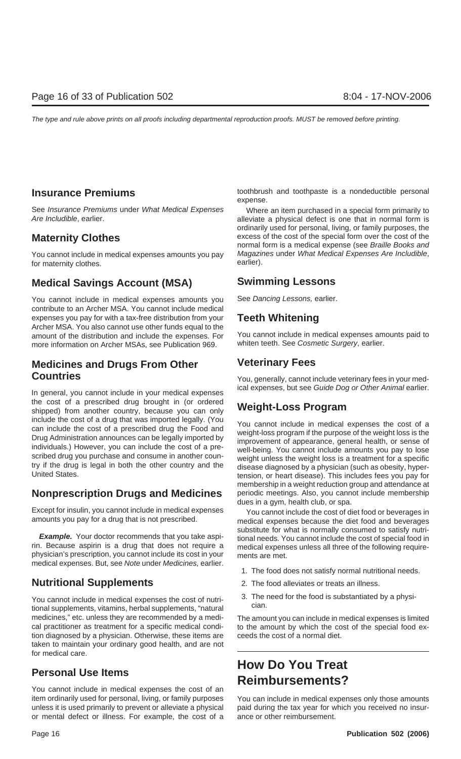## Insurance Premiums

See *Insurance Premiums* under *What Medical Expenses Are Includible*, earlier.

## Maternity Clothes

You cannot include in medical expenses amounts you pay for maternity clothes.

## Medical Savings Account (MSA)

You cannot include in medical expenses amounts you contribute to an Archer MSA. You cannot include medical expenses you pay for with a tax-free distribution from your Archer MSA. You also cannot use other funds equal to the amount of the distribution and include the expenses. For more information on Archer MSAs, see Publication 969.

## Medicines and Drugs From Other Countries

In general, you cannot include in your medical expenses the cost of a prescribed drug brought in (or ordered shipped) from another country, because you can only include the cost of a drug that was imported legally. (You can include the cost of a prescribed drug the Food and Drug Administration announces can be legally imported by individuals.) However, you can include the cost of a prescribed drug you purchase and consume in another country if the drug is legal in both the other country and the United States.

## Nonprescription Drugs and Medicines

Except for insulin, you cannot include in medical expenses amounts you pay for a drug that is not prescribed.

***Example.*** Your doctor recommends that you take aspirin. Because aspirin is a drug that does not require a physician's prescription, you cannot include its cost in your medical expenses. But, see *Note* under *Medicines,* earlier.

## Nutritional Supplements

You cannot include in medical expenses the cost of nutritional supplements, vitamins, herbal supplements, "natural medicines," etc. unless they are recommended by a medical practitioner as treatment for a specific medical condition diagnosed by a physician. Otherwise, these items are taken to maintain your ordinary good health, and are not for medical care.

## Personal Use Items

You cannot include in medical expenses the cost of an item ordinarily used for personal, living, or family purposes unless it is used primarily to prevent or alleviate a physical or mental defect or illness. For example, the cost of a toothbrush and toothpaste is a nondeductible personal expense.

Where an item purchased in a special form primarily to alleviate a physical defect is one that in normal form is ordinarily used for personal, living, or family purposes, the excess of the cost of the special form over the cost of the normal form is a medical expense (see *Braille Books and Magazines* under *What Medical Expenses Are Includible*, earlier).

## Swimming Lessons

See *Dancing Lessons,* earlier.

## Teeth Whitening

You cannot include in medical expenses amounts paid to whiten teeth. See *Cosmetic Surgery*, earlier.

## Veterinary Fees

You, generally, cannot include veterinary fees in your medical expenses, but see *Guide Dog or Other Animal* earlier.

## Weight-Loss Program

You cannot include in medical expenses the cost of a weight-loss program if the purpose of the weight loss is the improvement of appearance, general health, or sense of well-being. You cannot include amounts you pay to lose weight unless the weight loss is a treatment for a specific disease diagnosed by a physician (such as obesity, hypertension, or heart disease). This includes fees you pay for membership in a weight reduction group and attendance at periodic meetings. Also, you cannot include membership dues in a gym, health club, or spa.

You cannot include the cost of diet food or beverages in medical expenses because the diet food and beverages substitute for what is normally consumed to satisfy nutritional needs. You cannot include the cost of special food in medical expenses unless all three of the following requirements are met.

1. The food does not satisfy normal nutritional needs.
2. The food alleviates or treats an illness.
3. The need for the food is substantiated by a physician.

The amount you can include in medical expenses is limited to the amount by which the cost of the special food exceeds the cost of a normal diet.

# How Do You Treat Reimbursements?

You can include in medical expenses only those amounts paid during the tax year for which you received no insurance or other reimbursement.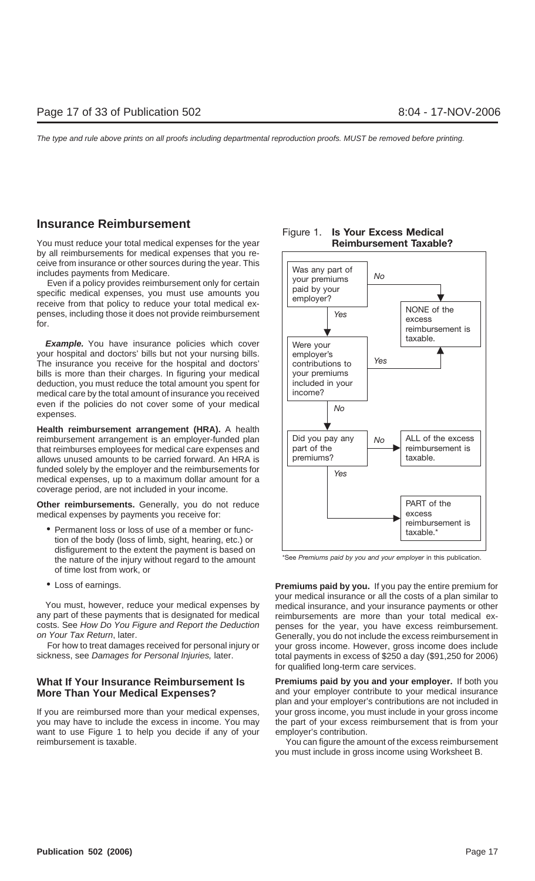## Insurance Reimbursement

You must reduce your total medical expenses for the year by all reimbursements for medical expenses that you receive from insurance or other sources during the year. This includes payments from Medicare.

Even if a policy provides reimbursement only for certain specific medical expenses, you must use amounts you receive from that policy to reduce your total medical expenses, including those it does not provide reimbursement for.

***Example.*** You have insurance policies which cover your hospital and doctors' bills but not your nursing bills. The insurance you receive for the hospital and doctors' bills is more than their charges. In figuring your medical deduction, you must reduce the total amount you spent for medical care by the total amount of insurance you received even if the policies do not cover some of your medical expenses.

**Health reimbursement arrangement (HRA).** A health reimbursement arrangement is an employer-funded plan that reimburses employees for medical care expenses and allows unused amounts to be carried forward. An HRA is funded solely by the employer and the reimbursements for medical expenses, up to a maximum dollar amount for a coverage period, are not included in your income.

**Other reimbursements.** Generally, you do not reduce medical expenses by payments you receive for:

- Permanent loss or loss of use of a member or function of the body (loss of limb, sight, hearing, etc.) or disfigurement to the extent the payment is based on the nature of the injury without regard to the amount of time lost from work, or
- Loss of earnings.

You must, however, reduce your medical expenses by any part of these payments that is designated for medical costs. See *How Do You Figure and Report the Deduction on Your Tax Return*, later.

For how to treat damages received for personal injury or sickness, see *Damages for Personal Injuries,* later.

### What If Your Insurance Reimbursement Is More Than Your Medical Expenses?

If you are reimbursed more than your medical expenses, you may have to include the excess in income. You may want to use Figure 1 to help you decide if any of your reimbursement is taxable.

Figure 1. **Is Your Excess Medical Reimbursement Taxable?**

Was any part of your premiums paid by your employer?
No
Yes
NONE of the excess reimbursement is taxable.
Were your employer's contributions to your premiums included in your income?
Yes
No
Did you pay any part of the premiums?
No
ALL of the excess reimbursement is taxable.
Yes
PART of the excess reimbursement is taxable.*

*See *Premiums paid by you and your employer* in this publication.

**Premiums paid by you.** If you pay the entire premium for your medical insurance or all the costs of a plan similar to medical insurance, and your insurance payments or other reimbursements are more than your total medical expenses for the year, you have excess reimbursement. Generally, you do not include the excess reimbursement in your gross income. However, gross income does include total payments in excess of $250 a day ($91,250 for 2006) for qualified long-term care services.

**Premiums paid by you and your employer.** If both you and your employer contribute to your medical insurance plan and your employer's contributions are not included in your gross income, you must include in your gross income the part of your excess reimbursement that is from your employer's contribution.

You can figure the amount of the excess reimbursement you must include in gross income using Worksheet B.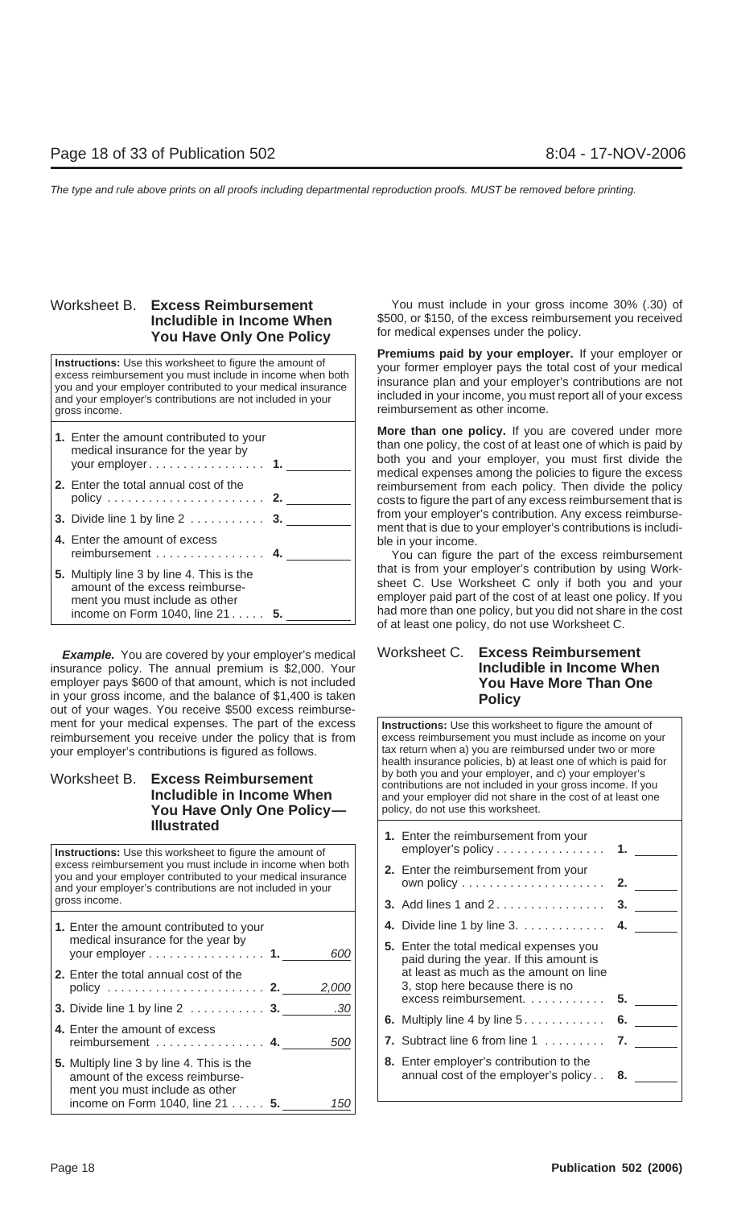## Worksheet B. Excess Reimbursement Includible in Income When You Have Only One Policy

**Instructions:** Use this worksheet to figure the amount of excess reimbursement you must include in income when both you and your employer contributed to your medical insurance and your employer's contributions are not included in your gross income.

| | | |
|---|---|---|
| **1.** Enter the amount contributed to your medical insurance for the year by your employer | **1.** | |
| **2.** Enter the total annual cost of the policy | **2.** | |
| **3.** Divide line 1 by line 2 | **3.** | |
| **4.** Enter the amount of excess reimbursement | **4.** | |
| **5.** Multiply line 3 by line 4. This is the amount of the excess reimbursement you must include as other income on Form 1040, line 21 | **5.** | |

***Example.*** You are covered by your employer's medical insurance policy. The annual premium is $2,000. Your employer pays $600 of that amount, which is not included in your gross income, and the balance of $1,400 is taken out of your wages. You receive $500 excess reimbursement for your medical expenses. The part of the excess reimbursement you receive under the policy that is from your employer's contributions is figured as follows.

## Worksheet B. Excess Reimbursement Includible in Income When You Have Only One Policy—Illustrated

**Instructions:** Use this worksheet to figure the amount of excess reimbursement you must include in income when both you and your employer contributed to your medical insurance and your employer's contributions are not included in your gross income.

| | | |
|---|---|---|
| **1.** Enter the amount contributed to your medical insurance for the year by your employer | **1.** | 600 |
| **2.** Enter the total annual cost of the policy | **2.** | 2,000 |
| **3.** Divide line 1 by line 2 | **3.** | .30 |
| **4.** Enter the amount of excess reimbursement | **4.** | 500 |
| **5.** Multiply line 3 by line 4. This is the amount of the excess reimbursement you must include as other income on Form 1040, line 21 | **5.** | 150 |

You must include in your gross income 30% (.30) of $500, or $150, of the excess reimbursement you received for medical expenses under the policy.

**Premiums paid by your employer.** If your employer or your former employer pays the total cost of your medical insurance plan and your employer's contributions are not included in your income, you must report all of your excess reimbursement as other income.

**More than one policy.** If you are covered under more than one policy, the cost of at least one of which is paid by both you and your employer, you must first divide the medical expenses among the policies to figure the excess reimbursement from each policy. Then divide the policy costs to figure the part of any excess reimbursement that is from your employer's contribution. Any excess reimbursement that is due to your employer's contributions is includible in your income.

You can figure the part of the excess reimbursement that is from your employer's contribution by using Worksheet C. Use Worksheet C only if both you and your employer paid part of the cost of at least one policy. If you had more than one policy, but you did not share in the cost of at least one policy, do not use Worksheet C.

## Worksheet C. Excess Reimbursement Includible in Income When You Have More Than One Policy

**Instructions:** Use this worksheet to figure the amount of excess reimbursement you must include as income on your tax return when a) you are reimbursed under two or more health insurance policies, b) at least one of which is paid for by both you and your employer, and c) your employer's contributions are not included in your gross income. If you and your employer did not share in the cost of at least one policy, do not use this worksheet.

| | | |
|---|---|---|
| **1.** Enter the reimbursement from your employer's policy | **1.** | |
| **2.** Enter the reimbursement from your own policy | **2.** | |
| **3.** Add lines 1 and 2 | **3.** | |
| **4.** Divide line 1 by line 3 | **4.** | |
| **5.** Enter the total medical expenses you paid during the year. If this amount is at least as much as the amount on line 3, stop here because there is no excess reimbursement | **5.** | |
| **6.** Multiply line 4 by line 5 | **6.** | |
| **7.** Subtract line 6 from line 1 | **7.** | |
| **8.** Enter employer's contribution to the annual cost of the employer's policy | **8.** | |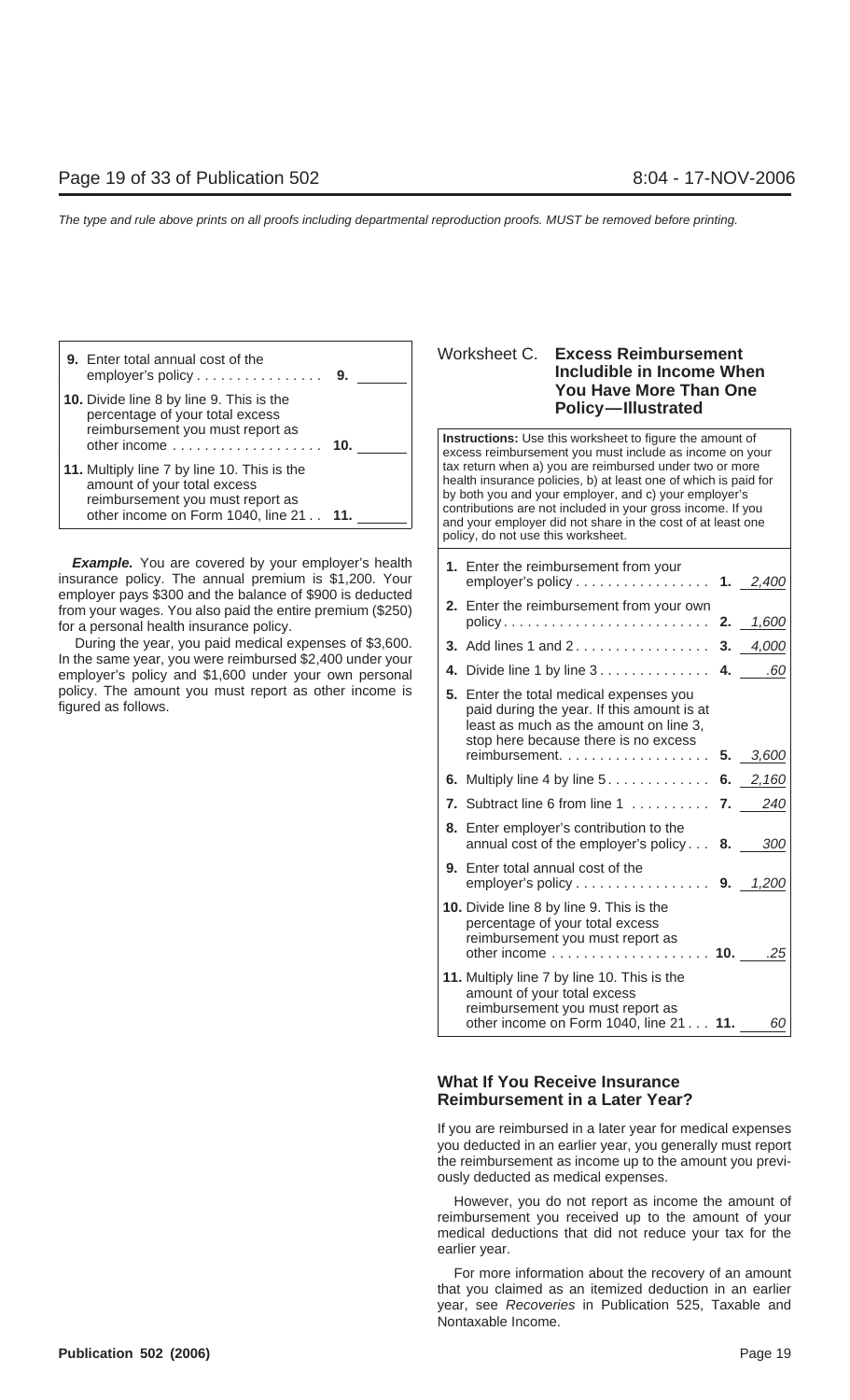| | | |
|---|---|---|
| **9.** Enter total annual cost of the employer's policy . . . . . . . . . . . . . . . | **9.** | |
| **10.** Divide line 8 by line 9. This is the percentage of your total excess reimbursement you must report as other income . . . . . . . . . . . . . . . . . . | **10.** | |
| **11.** Multiply line 7 by line 10. This is the amount of your total excess reimbursement you must report as other income on Form 1040, line 21 . . | **11.** | |

***Example.*** You are covered by your employer's health insurance policy. The annual premium is $1,200. Your employer pays $300 and the balance of $900 is deducted from your wages. You also paid the entire premium ($250) for a personal health insurance policy.

During the year, you paid medical expenses of $3,600. In the same year, you were reimbursed $2,400 under your employer's policy and $1,600 under your own personal policy. The amount you must report as other income is figured as follows.

### Worksheet C. Excess Reimbursement Includible in Income When You Have More Than One Policy—Illustrated

**Instructions:** Use this worksheet to figure the amount of excess reimbursement you must include as income on your tax return when a) you are reimbursed under two or more health insurance policies, b) at least one of which is paid for by both you and your employer, and c) your employer's contributions are not included in your gross income. If you and your employer did not share in the cost of at least one policy, do not use this worksheet.

| | | |
|---|---|---|
| **1.** Enter the reimbursement from your employer's policy . . . . . . . . . . . . . . . . | **1.** | *2,400* |
| **2.** Enter the reimbursement from your own policy . . . . . . . . . . . . . . . . . . . . . . . . . | **2.** | *1,600* |
| **3.** Add lines 1 and 2 . . . . . . . . . . . . . . . . | **3.** | *4,000* |
| **4.** Divide line 1 by line 3 . . . . . . . . . . . . . | **4.** | *.60* |
| **5.** Enter the total medical expenses you paid during the year. If this amount is at least as much as the amount on line 3, stop here because there is no excess reimbursement. . . . . . . . . . . . . . . . . . | **5.** | *3,600* |
| **6.** Multiply line 4 by line 5 . . . . . . . . . . . . | **6.** | *2,160* |
| **7.** Subtract line 6 from line 1 . . . . . . . . . . | **7.** | *240* |
| **8.** Enter employer's contribution to the annual cost of the employer's policy . . . | **8.** | *300* |
| **9.** Enter total annual cost of the employer's policy . . . . . . . . . . . . . . . . | **9.** | *1,200* |
| **10.** Divide line 8 by line 9. This is the percentage of your total excess reimbursement you must report as other income . . . . . . . . . . . . . . . . . . . | **10.** | *.25* |
| **11.** Multiply line 7 by line 10. This is the amount of your total excess reimbursement you must report as other income on Form 1040, line 21 . . . | **11.** | *60* |

### What If You Receive Insurance Reimbursement in a Later Year?

If you are reimbursed in a later year for medical expenses you deducted in an earlier year, you generally must report the reimbursement as income up to the amount you previously deducted as medical expenses.

However, you do not report as income the amount of reimbursement you received up to the amount of your medical deductions that did not reduce your tax for the earlier year.

For more information about the recovery of an amount that you claimed as an itemized deduction in an earlier year, see *Recoveries* in Publication 525, Taxable and Nontaxable Income.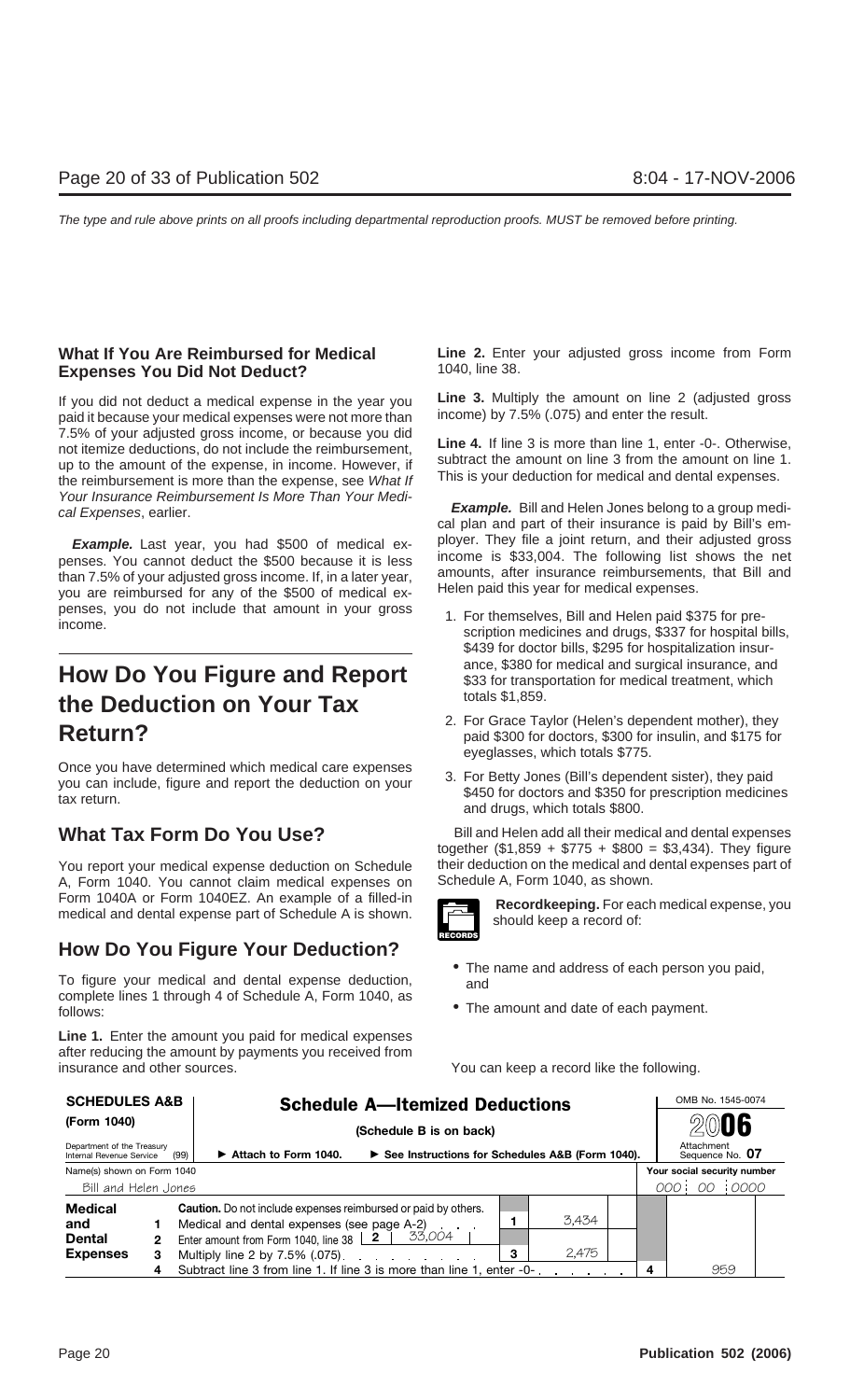## What If You Are Reimbursed for Medical Expenses You Did Not Deduct?

If you did not deduct a medical expense in the year you paid it because your medical expenses were not more than 7.5% of your adjusted gross income, or because you did not itemize deductions, do not include the reimbursement, up to the amount of the expense, in income. However, if the reimbursement is more than the expense, see *What If Your Insurance Reimbursement Is More Than Your Medical Expenses*, earlier.

***Example.*** Last year, you had $500 of medical expenses. You cannot deduct the $500 because it is less than 7.5% of your adjusted gross income. If, in a later year, you are reimbursed for any of the $500 of medical expenses, you do not include that amount in your gross income.

# How Do You Figure and Report the Deduction on Your Tax Return?

Once you have determined which medical care expenses you can include, figure and report the deduction on your tax return.

## What Tax Form Do You Use?

You report your medical expense deduction on Schedule A, Form 1040. You cannot claim medical expenses on Form 1040A or Form 1040EZ. An example of a filled-in medical and dental expense part of Schedule A is shown.

## How Do You Figure Your Deduction?

To figure your medical and dental expense deduction, complete lines 1 through 4 of Schedule A, Form 1040, as follows:

**Line 1.** Enter the amount you paid for medical expenses after reducing the amount by payments you received from insurance and other sources.

**Line 2.** Enter your adjusted gross income from Form 1040, line 38.

**Line 3.** Multiply the amount on line 2 (adjusted gross income) by 7.5% (.075) and enter the result.

**Line 4.** If line 3 is more than line 1, enter -0-. Otherwise, subtract the amount on line 3 from the amount on line 1. This is your deduction for medical and dental expenses.

***Example.*** Bill and Helen Jones belong to a group medical plan and part of their insurance is paid by Bill's employer. They file a joint return, and their adjusted gross income is $33,004. The following list shows the net amounts, after insurance reimbursements, that Bill and Helen paid this year for medical expenses.

1. For themselves, Bill and Helen paid $375 for prescription medicines and drugs, $337 for hospital bills, $439 for doctor bills, $295 for hospitalization insurance, $380 for medical and surgical insurance, and $33 for transportation for medical treatment, which totals $1,859.
2. For Grace Taylor (Helen's dependent mother), they paid $300 for doctors, $300 for insulin, and $175 for eyeglasses, which totals $775.
3. For Betty Jones (Bill's dependent sister), they paid $450 for doctors and $350 for prescription medicines and drugs, which totals $800.

Bill and Helen add all their medical and dental expenses together ($1,859 + $775 + $800 = $3,434). They figure their deduction on the medical and dental expenses part of Schedule A, Form 1040, as shown.

**Recordkeeping.** For each medical expense, you should keep a record of:

- The name and address of each person you paid, and
- The amount and date of each payment.

You can keep a record like the following.

**SCHEDULES A&B (Form 1040)** — **Schedule A—Itemized Deductions** (Schedule B is on back) — OMB No. 1545-0074 — **2006**

Department of the Treasury Internal Revenue Service (99) ▶ Attach to Form 1040. ▶ See Instructions for Schedules A&B (Form 1040). Attachment Sequence No. **07**

Name(s) shown on Form 1040: Bill and Helen Jones — Your social security number: 000 00 0000

| | | | | | | |
|---|---|---|---|---|---|---|
| **Medical and Dental Expenses** | | **Caution.** Do not include expenses reimbursed or paid by others. | | | | |
| | 1 | Medical and dental expenses (see page A-2) | 1 | 3,434 | | |
| | 2 | Enter amount from Form 1040, line 38 \| 2 \| 33,004 | | | | |
| | 3 | Multiply line 2 by 7.5% (.075) | 3 | 2,475 | | |
| | 4 | Subtract line 3 from line 1. If line 3 is more than line 1, enter -0- | | | 4 | 959 |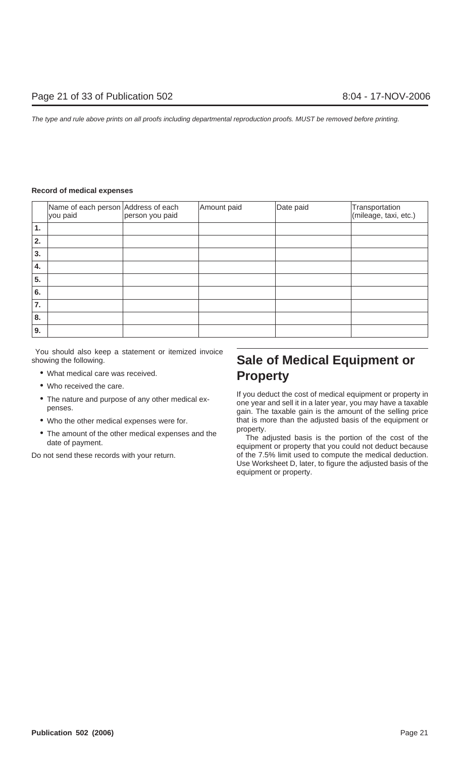**Record of medical expenses**

| | Name of each person you paid | Address of each person you paid | Amount paid | Date paid | Transportation (mileage, taxi, etc.) |
|---|---|---|---|---|---|
| **1.** | | | | | |
| **2.** | | | | | |
| **3.** | | | | | |
| **4.** | | | | | |
| **5.** | | | | | |
| **6.** | | | | | |
| **7.** | | | | | |
| **8.** | | | | | |
| **9.** | | | | | |

You should also keep a statement or itemized invoice showing the following.

- What medical care was received.
- Who received the care.
- The nature and purpose of any other medical expenses.
- Who the other medical expenses were for.
- The amount of the other medical expenses and the date of payment.

Do not send these records with your return.

## Sale of Medical Equipment or Property

If you deduct the cost of medical equipment or property in one year and sell it in a later year, you may have a taxable gain. The taxable gain is the amount of the selling price that is more than the adjusted basis of the equipment or property.

The adjusted basis is the portion of the cost of the equipment or property that you could not deduct because of the 7.5% limit used to compute the medical deduction. Use Worksheet D, later, to figure the adjusted basis of the equipment or property.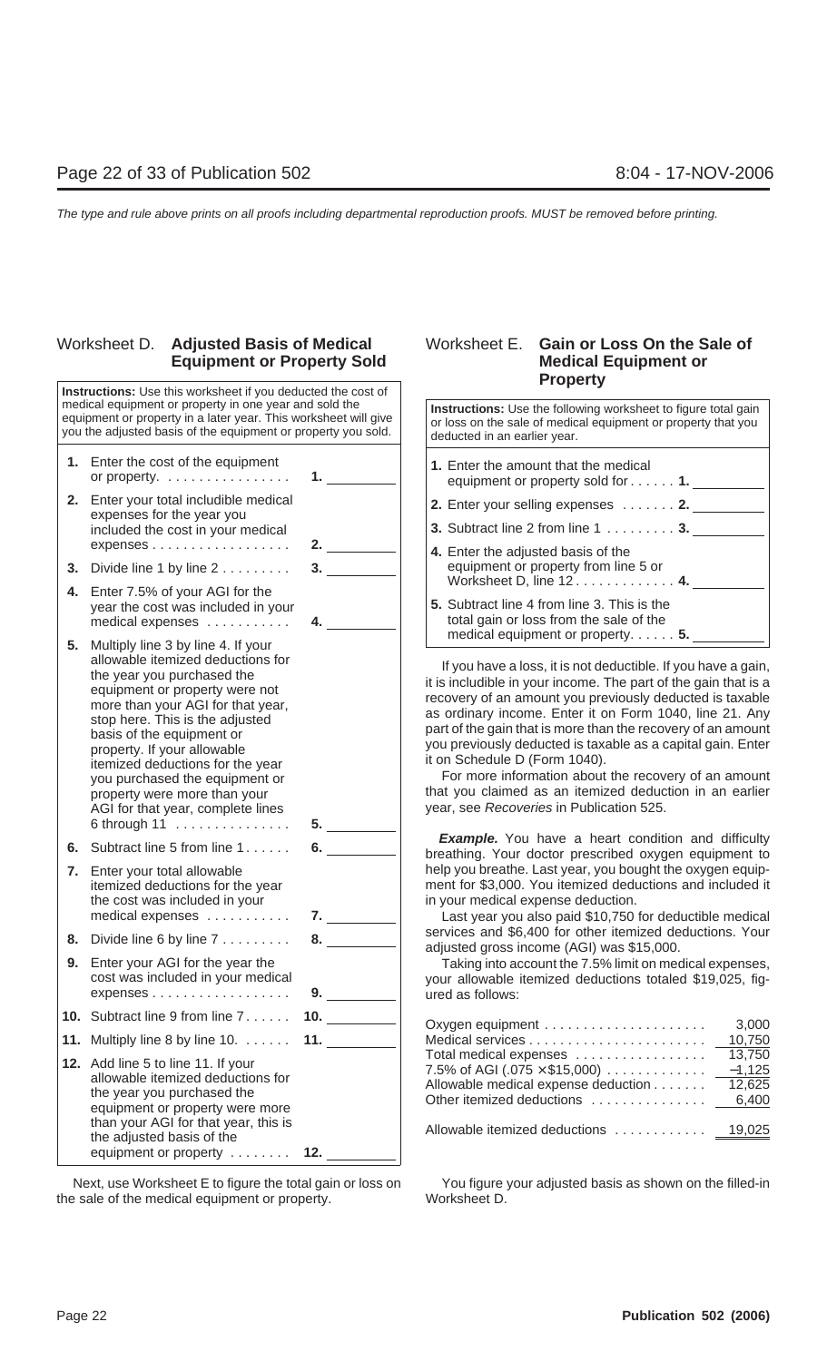## Worksheet D. Adjusted Basis of Medical Equipment or Property Sold

**Instructions:** Use this worksheet if you deducted the cost of medical equipment or property in one year and sold the equipment or property in a later year. This worksheet will give you the adjusted basis of the equipment or property you sold.

| | | |
|---|---|---|
| **1.** | Enter the cost of the equipment or property. . . . . . . . . . . . . . . . | **1.** ________ |
| **2.** | Enter your total includible medical expenses for the year you included the cost in your medical expenses . . . . . . . . . . . . . . . . . | **2.** ________ |
| **3.** | Divide line 1 by line 2 . . . . . . . . . | **3.** ________ |
| **4.** | Enter 7.5% of your AGI for the year the cost was included in your medical expenses . . . . . . . . . . . | **4.** ________ |
| **5.** | Multiply line 3 by line 4. If your allowable itemized deductions for the year you purchased the equipment or property were not more than your AGI for that year, stop here. This is the adjusted basis of the equipment or property. If your allowable itemized deductions for the year you purchased the equipment or property were more than your AGI for that year, complete lines 6 through 11 . . . . . . . . . . . . . . . | **5.** ________ |
| **6.** | Subtract line 5 from line 1 . . . . . . | **6.** ________ |
| **7.** | Enter your total allowable itemized deductions for the year the cost was included in your medical expenses . . . . . . . . . . . | **7.** ________ |
| **8.** | Divide line 6 by line 7 . . . . . . . . . | **8.** ________ |
| **9.** | Enter your AGI for the year the cost was included in your medical expenses . . . . . . . . . . . . . . . . . | **9.** ________ |
| **10.** | Subtract line 9 from line 7 . . . . . . | **10.** ________ |
| **11.** | Multiply line 8 by line 10. . . . . . . | **11.** ________ |
| **12.** | Add line 5 to line 11. If your allowable itemized deductions for the year you purchased the equipment or property were more than your AGI for that year, this is the adjusted basis of the equipment or property . . . . . . . . | **12.** ________ |

Next, use Worksheet E to figure the total gain or loss on the sale of the medical equipment or property.

## Worksheet E. Gain or Loss On the Sale of Medical Equipment or Property

**Instructions:** Use the following worksheet to figure total gain or loss on the sale of medical equipment or property that you deducted in an earlier year.

| | | |
|---|---|---|
| **1.** | Enter the amount that the medical equipment or property sold for . . . . . . | **1.** ________ |
| **2.** | Enter your selling expenses . . . . . . . | **2.** ________ |
| **3.** | Subtract line 2 from line 1 . . . . . . . . . | **3.** ________ |
| **4.** | Enter the adjusted basis of the equipment or property from line 5 or Worksheet D, line 12 . . . . . . . . . . . . . | **4.** ________ |
| **5.** | Subtract line 4 from line 3. This is the total gain or loss from the sale of the medical equipment or property. . . . . . | **5.** ________ |

If you have a loss, it is not deductible. If you have a gain, it is includible in your income. The part of the gain that is a recovery of an amount you previously deducted is taxable as ordinary income. Enter it on Form 1040, line 21. Any part of the gain that is more than the recovery of an amount you previously deducted is taxable as a capital gain. Enter it on Schedule D (Form 1040).

For more information about the recovery of an amount that you claimed as an itemized deduction in an earlier year, see *Recoveries* in Publication 525.

***Example.*** You have a heart condition and difficulty breathing. Your doctor prescribed oxygen equipment to help you breathe. Last year, you bought the oxygen equipment for $3,000. You itemized deductions and included it in your medical expense deduction.

Last year you also paid $10,750 for deductible medical services and $6,400 for other itemized deductions. Your adjusted gross income (AGI) was $15,000.

Taking into account the 7.5% limit on medical expenses, your allowable itemized deductions totaled $19,025, figured as follows:

| | |
|---|---|
| Oxygen equipment . . . . . . . . . . . . . . . . . . . . . | 3,000 |
| Medical services . . . . . . . . . . . . . . . . . . . . . . . | 10,750 |
| Total medical expenses . . . . . . . . . . . . . . . . . | 13,750 |
| 7.5% of AGI ($.075 \times \$15,000$) . . . . . . . . . . . . . | –1,125 |
| Allowable medical expense deduction . . . . . . . | 12,625 |
| Other itemized deductions . . . . . . . . . . . . . . . | 6,400 |
| Allowable itemized deductions . . . . . . . . . . . . | 19,025 |

You figure your adjusted basis as shown on the filled-in Worksheet D.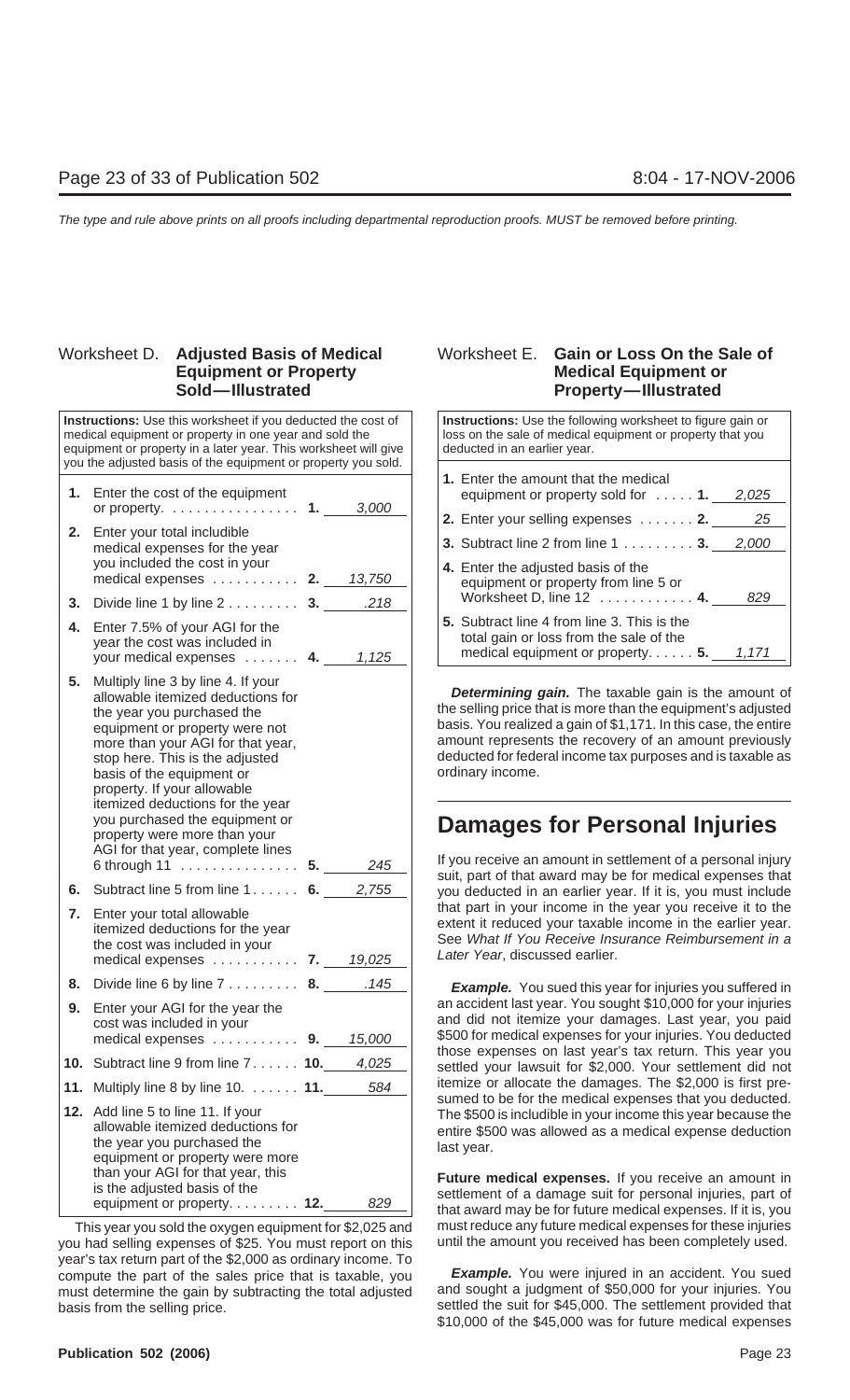## Worksheet D. Adjusted Basis of Medical Equipment or Property Sold—Illustrated

**Instructions:** Use this worksheet if you deducted the cost of medical equipment or property in one year and sold the equipment or property in a later year. This worksheet will give you the adjusted basis of the equipment or property you sold.

| | | | |
|---|---|---|---|
| **1.** | Enter the cost of the equipment or property. | **1.** | *3,000* |
| **2.** | Enter your total includible medical expenses for the year you included the cost in your medical expenses | **2.** | *13,750* |
| **3.** | Divide line 1 by line 2 | **3.** | *.218* |
| **4.** | Enter 7.5% of your AGI for the year the cost was included in your medical expenses | **4.** | *1,125* |
| **5.** | Multiply line 3 by line 4. If your allowable itemized deductions for the year you purchased the equipment or property were not more than your AGI for that year, stop here. This is the adjusted basis of the equipment or property. If your allowable itemized deductions for the year you purchased the equipment or property were more than your AGI for that year, complete lines 6 through 11 | **5.** | *245* |
| **6.** | Subtract line 5 from line 1 | **6.** | *2,755* |
| **7.** | Enter your total allowable itemized deductions for the year the cost was included in your medical expenses | **7.** | *19,025* |
| **8.** | Divide line 6 by line 7 | **8.** | *.145* |
| **9.** | Enter your AGI for the year the cost was included in your medical expenses | **9.** | *15,000* |
| **10.** | Subtract line 9 from line 7 | **10.** | *4,025* |
| **11.** | Multiply line 8 by line 10. | **11.** | *584* |
| **12.** | Add line 5 to line 11. If your allowable itemized deductions for the year you purchased the equipment or property were more than your AGI for that year, this is the adjusted basis of the equipment or property. | **12.** | *829* |

This year you sold the oxygen equipment for $2,025 and you had selling expenses of $25. You must report on this year's tax return part of the $2,000 as ordinary income. To compute the part of the sales price that is taxable, you must determine the gain by subtracting the total adjusted basis from the selling price.

## Worksheet E. Gain or Loss On the Sale of Medical Equipment or Property—Illustrated

**Instructions:** Use the following worksheet to figure gain or loss on the sale of medical equipment or property that you deducted in an earlier year.

| | | | |
|---|---|---|---|
| **1.** | Enter the amount that the medical equipment or property sold for | **1.** | *2,025* |
| **2.** | Enter your selling expenses | **2.** | *25* |
| **3.** | Subtract line 2 from line 1 | **3.** | *2,000* |
| **4.** | Enter the adjusted basis of the equipment or property from line 5 or Worksheet D, line 12 | **4.** | *829* |
| **5.** | Subtract line 4 from line 3. This is the total gain or loss from the sale of the medical equipment or property. | **5.** | *1,171* |

***Determining gain.*** The taxable gain is the amount of the selling price that is more than the equipment's adjusted basis. You realized a gain of $1,171. In this case, the entire amount represents the recovery of an amount previously deducted for federal income tax purposes and is taxable as ordinary income.

# Damages for Personal Injuries

If you receive an amount in settlement of a personal injury suit, part of that award may be for medical expenses that you deducted in an earlier year. If it is, you must include that part in your income in the year you receive it to the extent it reduced your taxable income in the earlier year. See *What If You Receive Insurance Reimbursement in a Later Year*, discussed earlier.

***Example.*** You sued this year for injuries you suffered in an accident last year. You sought $10,000 for your injuries and did not itemize your damages. Last year, you paid $500 for medical expenses for your injuries. You deducted those expenses on last year's tax return. This year you settled your lawsuit for $2,000. Your settlement did not itemize or allocate the damages. The $2,000 is first presumed to be for the medical expenses that you deducted. The $500 is includible in your income this year because the entire $500 was allowed as a medical expense deduction last year.

**Future medical expenses.** If you receive an amount in settlement of a damage suit for personal injuries, part of that award may be for future medical expenses. If it is, you must reduce any future medical expenses for these injuries until the amount you received has been completely used.

***Example.*** You were injured in an accident. You sued and sought a judgment of $50,000 for your injuries. You settled the suit for $45,000. The settlement provided that $10,000 of the $45,000 was for future medical expenses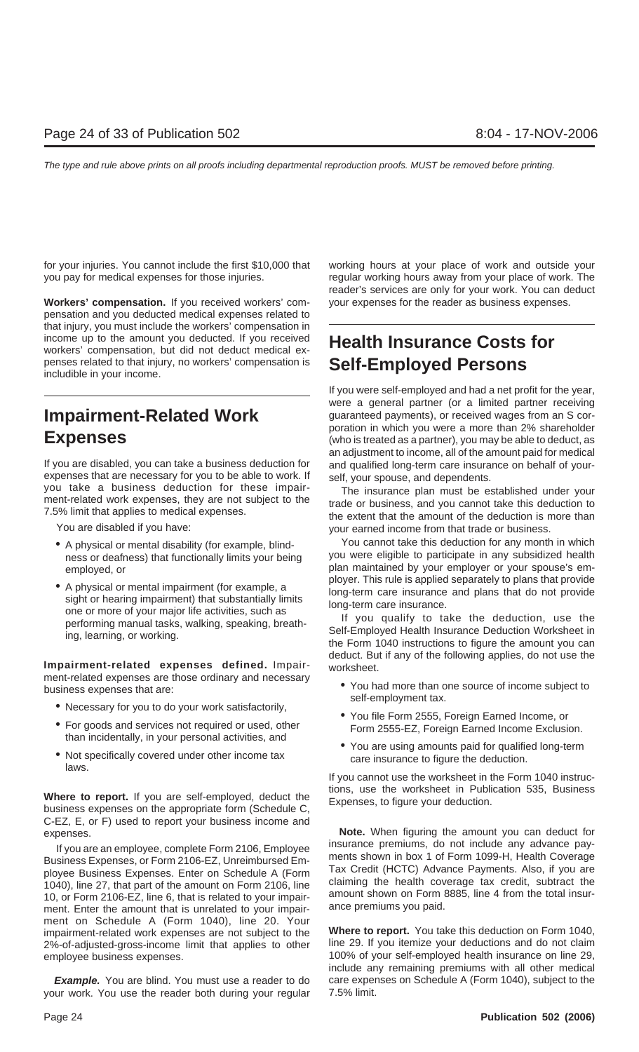for your injuries. You cannot include the first $10,000 that you pay for medical expenses for those injuries.

**Workers' compensation.** If you received workers' compensation and you deducted medical expenses related to that injury, you must include the workers' compensation in income up to the amount you deducted. If you received workers' compensation, but did not deduct medical expenses related to that injury, no workers' compensation is includible in your income.

# Impairment-Related Work Expenses

If you are disabled, you can take a business deduction for expenses that are necessary for you to be able to work. If you take a business deduction for these impairment-related work expenses, they are not subject to the 7.5% limit that applies to medical expenses.

You are disabled if you have:

- A physical or mental disability (for example, blindness or deafness) that functionally limits your being employed, or
- A physical or mental impairment (for example, a sight or hearing impairment) that substantially limits one or more of your major life activities, such as performing manual tasks, walking, speaking, breathing, learning, or working.

**Impairment-related expenses defined.** Impairment-related expenses are those ordinary and necessary business expenses that are:

- Necessary for you to do your work satisfactorily,
- For goods and services not required or used, other than incidentally, in your personal activities, and
- Not specifically covered under other income tax laws.

**Where to report.** If you are self-employed, deduct the business expenses on the appropriate form (Schedule C, C-EZ, E, or F) used to report your business income and expenses.

If you are an employee, complete Form 2106, Employee Business Expenses, or Form 2106-EZ, Unreimbursed Employee Business Expenses. Enter on Schedule A (Form 1040), line 27, that part of the amount on Form 2106, line 10, or Form 2106-EZ, line 6, that is related to your impairment. Enter the amount that is unrelated to your impairment on Schedule A (Form 1040), line 20. Your impairment-related work expenses are not subject to the 2%-of-adjusted-gross-income limit that applies to other employee business expenses.

***Example.*** You are blind. You must use a reader to do your work. You use the reader both during your regular working hours at your place of work and outside your regular working hours away from your place of work. The reader's services are only for your work. You can deduct your expenses for the reader as business expenses.

# Health Insurance Costs for Self-Employed Persons

If you were self-employed and had a net profit for the year, were a general partner (or a limited partner receiving guaranteed payments), or received wages from an S corporation in which you were a more than 2% shareholder (who is treated as a partner), you may be able to deduct, as an adjustment to income, all of the amount paid for medical and qualified long-term care insurance on behalf of yourself, your spouse, and dependents.

The insurance plan must be established under your trade or business, and you cannot take this deduction to the extent that the amount of the deduction is more than your earned income from that trade or business.

You cannot take this deduction for any month in which you were eligible to participate in any subsidized health plan maintained by your employer or your spouse's employer. This rule is applied separately to plans that provide long-term care insurance and plans that do not provide long-term care insurance.

If you qualify to take the deduction, use the Self-Employed Health Insurance Deduction Worksheet in the Form 1040 instructions to figure the amount you can deduct. But if any of the following applies, do not use the worksheet.

- You had more than one source of income subject to self-employment tax.
- You file Form 2555, Foreign Earned Income, or Form 2555-EZ, Foreign Earned Income Exclusion.
- You are using amounts paid for qualified long-term care insurance to figure the deduction.

If you cannot use the worksheet in the Form 1040 instructions, use the worksheet in Publication 535, Business Expenses, to figure your deduction.

**Note.** When figuring the amount you can deduct for insurance premiums, do not include any advance payments shown in box 1 of Form 1099-H, Health Coverage Tax Credit (HCTC) Advance Payments. Also, if you are claiming the health coverage tax credit, subtract the amount shown on Form 8885, line 4 from the total insurance premiums you paid.

**Where to report.** You take this deduction on Form 1040, line 29. If you itemize your deductions and do not claim 100% of your self-employed health insurance on line 29, include any remaining premiums with all other medical care expenses on Schedule A (Form 1040), subject to the 7.5% limit.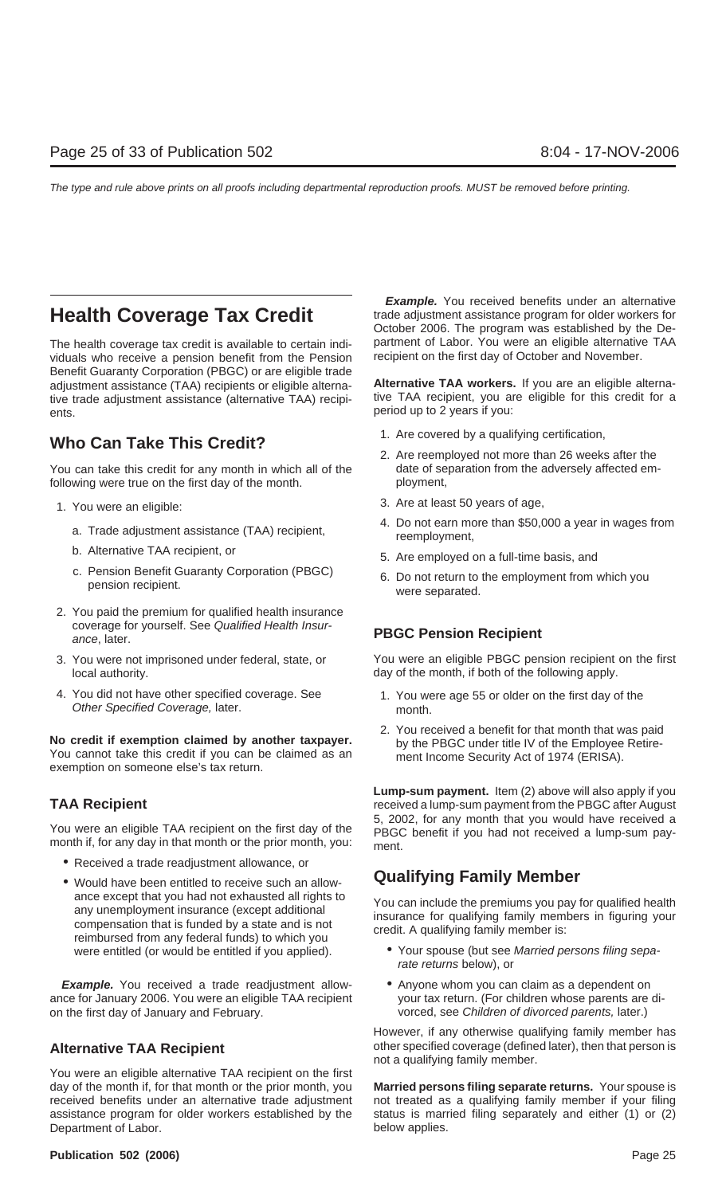# Health Coverage Tax Credit

The health coverage tax credit is available to certain individuals who receive a pension benefit from the Pension Benefit Guaranty Corporation (PBGC) or are eligible trade adjustment assistance (TAA) recipients or eligible alternative trade adjustment assistance (alternative TAA) recipients.

## Who Can Take This Credit?

You can take this credit for any month in which all of the following were true on the first day of the month.

1. You were an eligible:
   a. Trade adjustment assistance (TAA) recipient,
   b. Alternative TAA recipient, or
   c. Pension Benefit Guaranty Corporation (PBGC) pension recipient.
2. You paid the premium for qualified health insurance coverage for yourself. See *Qualified Health Insurance*, later.
3. You were not imprisoned under federal, state, or local authority.
4. You did not have other specified coverage. See *Other Specified Coverage,* later.

**No credit if exemption claimed by another taxpayer.** You cannot take this credit if you can be claimed as an exemption on someone else's tax return.

### TAA Recipient

You were an eligible TAA recipient on the first day of the month if, for any day in that month or the prior month, you:

- Received a trade readjustment allowance, or
- Would have been entitled to receive such an allowance except that you had not exhausted all rights to any unemployment insurance (except additional compensation that is funded by a state and is not reimbursed from any federal funds) to which you were entitled (or would be entitled if you applied).

***Example.*** You received a trade readjustment allowance for January 2006. You were an eligible TAA recipient on the first day of January and February.

### Alternative TAA Recipient

You were an eligible alternative TAA recipient on the first day of the month if, for that month or the prior month, you received benefits under an alternative trade adjustment assistance program for older workers established by the Department of Labor.

***Example.*** You received benefits under an alternative trade adjustment assistance program for older workers for October 2006. The program was established by the Department of Labor. You were an eligible alternative TAA recipient on the first day of October and November.

**Alternative TAA workers.** If you are an eligible alternative TAA recipient, you are eligible for this credit for a period up to 2 years if you:

1. Are covered by a qualifying certification,
2. Are reemployed not more than 26 weeks after the date of separation from the adversely affected employment,
3. Are at least 50 years of age,
4. Do not earn more than $50,000 a year in wages from reemployment,
5. Are employed on a full-time basis, and
6. Do not return to the employment from which you were separated.

### PBGC Pension Recipient

You were an eligible PBGC pension recipient on the first day of the month, if both of the following apply.

1. You were age 55 or older on the first day of the month.
2. You received a benefit for that month that was paid by the PBGC under title IV of the Employee Retirement Income Security Act of 1974 (ERISA).

**Lump-sum payment.** Item (2) above will also apply if you received a lump-sum payment from the PBGC after August 5, 2002, for any month that you would have received a PBGC benefit if you had not received a lump-sum payment.

## Qualifying Family Member

You can include the premiums you pay for qualified health insurance for qualifying family members in figuring your credit. A qualifying family member is:

- Your spouse (but see *Married persons filing separate returns* below), or
- Anyone whom you can claim as a dependent on your tax return. (For children whose parents are divorced, see *Children of divorced parents,* later.)

However, if any otherwise qualifying family member has other specified coverage (defined later), then that person is not a qualifying family member.

**Married persons filing separate returns.** Your spouse is not treated as a qualifying family member if your filing status is married filing separately and either (1) or (2) below applies.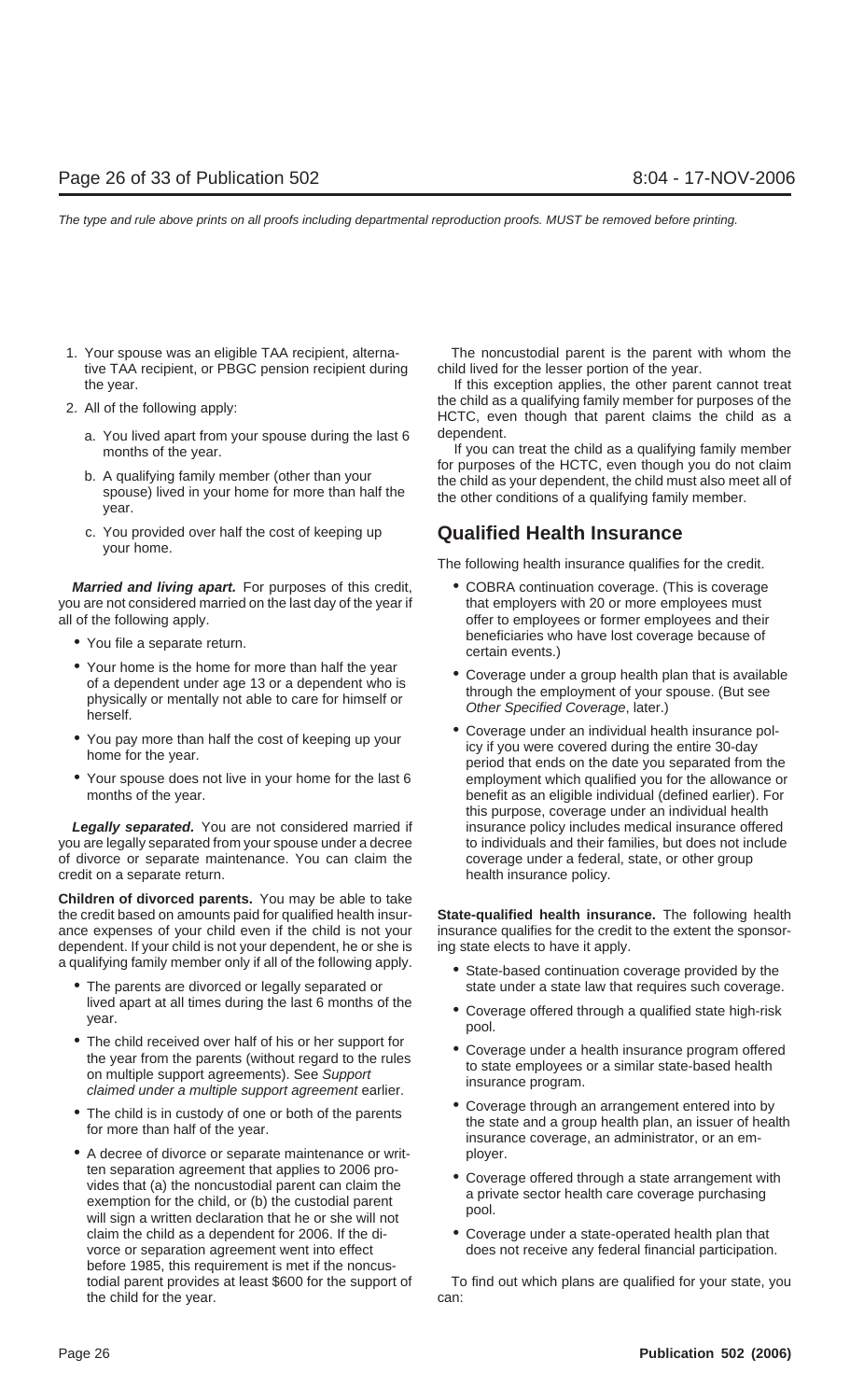1. Your spouse was an eligible TAA recipient, alternative TAA recipient, or PBGC pension recipient during the year.
2. All of the following apply:
   a. You lived apart from your spouse during the last 6 months of the year.
   b. A qualifying family member (other than your spouse) lived in your home for more than half the year.
   c. You provided over half the cost of keeping up your home.

***Married and living apart.*** For purposes of this credit, you are not considered married on the last day of the year if all of the following apply.

- You file a separate return.
- Your home is the home for more than half the year of a dependent under age 13 or a dependent who is physically or mentally not able to care for himself or herself.
- You pay more than half the cost of keeping up your home for the year.
- Your spouse does not live in your home for the last 6 months of the year.

***Legally separated.*** You are not considered married if you are legally separated from your spouse under a decree of divorce or separate maintenance. You can claim the credit on a separate return.

**Children of divorced parents.** You may be able to take the credit based on amounts paid for qualified health insurance expenses of your child even if the child is not your dependent. If your child is not your dependent, he or she is a qualifying family member only if all of the following apply.

- The parents are divorced or legally separated or lived apart at all times during the last 6 months of the year.
- The child received over half of his or her support for the year from the parents (without regard to the rules on multiple support agreements). See *Support claimed under a multiple support agreement* earlier.
- The child is in custody of one or both of the parents for more than half of the year.
- A decree of divorce or separate maintenance or written separation agreement that applies to 2006 provides that (a) the noncustodial parent can claim the exemption for the child, or (b) the custodial parent will sign a written declaration that he or she will not claim the child as a dependent for 2006. If the divorce or separation agreement went into effect before 1985, this requirement is met if the noncustodial parent provides at least $600 for the support of the child for the year.

The noncustodial parent is the parent with whom the child lived for the lesser portion of the year.

If this exception applies, the other parent cannot treat the child as a qualifying family member for purposes of the HCTC, even though that parent claims the child as a dependent.

If you can treat the child as a qualifying family member for purposes of the HCTC, even though you do not claim the child as your dependent, the child must also meet all of the other conditions of a qualifying family member.

## Qualified Health Insurance

The following health insurance qualifies for the credit.

- COBRA continuation coverage. (This is coverage that employers with 20 or more employees must offer to employees or former employees and their beneficiaries who have lost coverage because of certain events.)
- Coverage under a group health plan that is available through the employment of your spouse. (But see *Other Specified Coverage*, later.)
- Coverage under an individual health insurance policy if you were covered during the entire 30-day period that ends on the date you separated from the employment which qualified you for the allowance or benefit as an eligible individual (defined earlier). For this purpose, coverage under an individual health insurance policy includes medical insurance offered to individuals and their families, but does not include coverage under a federal, state, or other group health insurance policy.

**State-qualified health insurance.** The following health insurance qualifies for the credit to the extent the sponsoring state elects to have it apply.

- State-based continuation coverage provided by the state under a state law that requires such coverage.
- Coverage offered through a qualified state high-risk pool.
- Coverage under a health insurance program offered to state employees or a similar state-based health insurance program.
- Coverage through an arrangement entered into by the state and a group health plan, an issuer of health insurance coverage, an administrator, or an employer.
- Coverage offered through a state arrangement with a private sector health care coverage purchasing pool.
- Coverage under a state-operated health plan that does not receive any federal financial participation.

To find out which plans are qualified for your state, you can: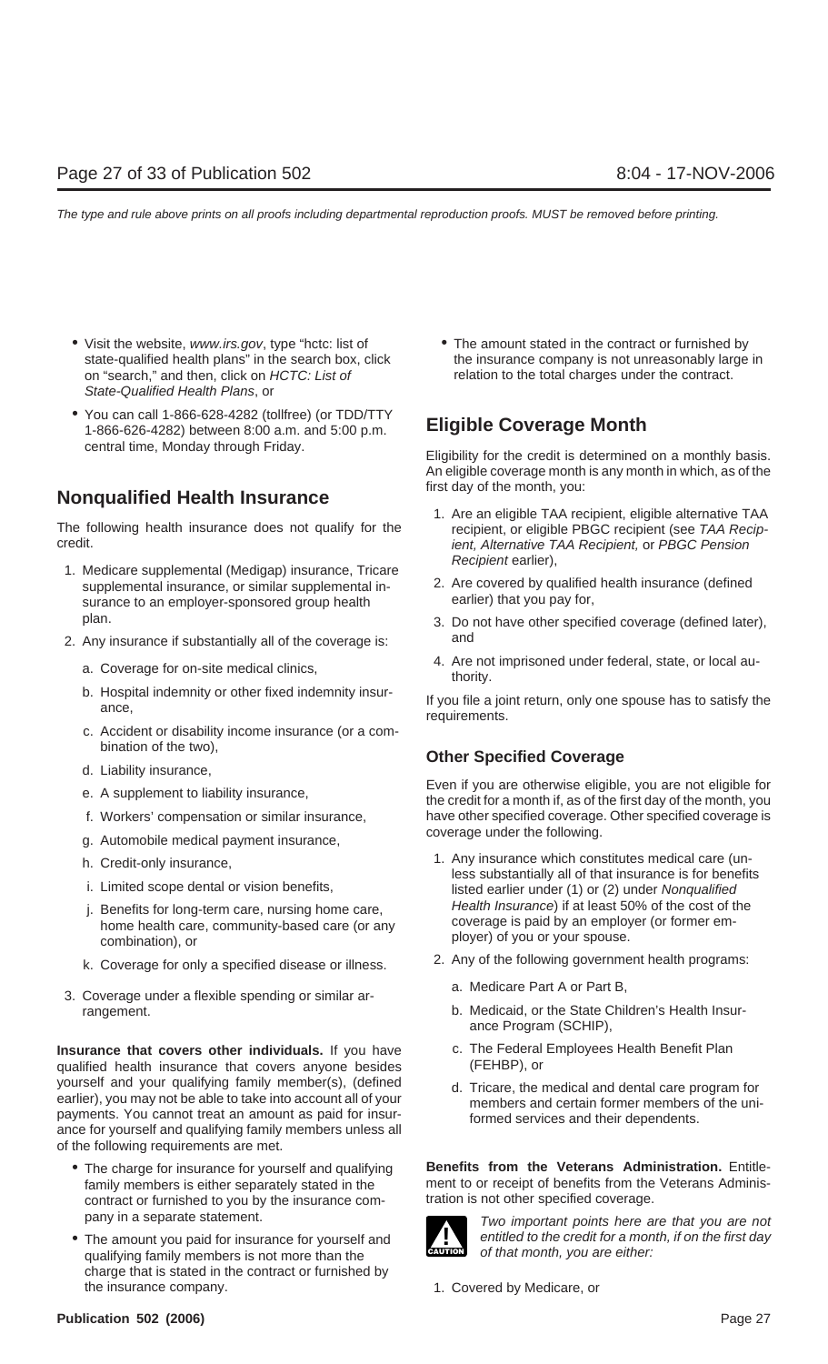- Visit the website, *www.irs.gov*, type "hctc: list of state-qualified health plans" in the search box, click on "search," and then, click on *HCTC: List of State-Qualified Health Plans*, or
- You can call 1-866-628-4282 (tollfree) (or TDD/TTY 1-866-626-4282) between 8:00 a.m. and 5:00 p.m. central time, Monday through Friday.

## Nonqualified Health Insurance

The following health insurance does not qualify for the credit.

1. Medicare supplemental (Medigap) insurance, Tricare supplemental insurance, or similar supplemental insurance to an employer-sponsored group health plan.
2. Any insurance if substantially all of the coverage is:
   a. Coverage for on-site medical clinics,
   b. Hospital indemnity or other fixed indemnity insurance,
   c. Accident or disability income insurance (or a combination of the two),
   d. Liability insurance,
   e. A supplement to liability insurance,
   f. Workers' compensation or similar insurance,
   g. Automobile medical payment insurance,
   h. Credit-only insurance,
   i. Limited scope dental or vision benefits,
   j. Benefits for long-term care, nursing home care, home health care, community-based care (or any combination), or
   k. Coverage for only a specified disease or illness.
3. Coverage under a flexible spending or similar arrangement.

**Insurance that covers other individuals.** If you have qualified health insurance that covers anyone besides yourself and your qualifying family member(s), (defined earlier), you may not be able to take into account all of your payments. You cannot treat an amount as paid for insurance for yourself and qualifying family members unless all of the following requirements are met.

- The charge for insurance for yourself and qualifying family members is either separately stated in the contract or furnished to you by the insurance company in a separate statement.
- The amount you paid for insurance for yourself and qualifying family members is not more than the charge that is stated in the contract or furnished by the insurance company.
- The amount stated in the contract or furnished by the insurance company is not unreasonably large in relation to the total charges under the contract.

## Eligible Coverage Month

Eligibility for the credit is determined on a monthly basis. An eligible coverage month is any month in which, as of the first day of the month, you:

1. Are an eligible TAA recipient, eligible alternative TAA recipient, or eligible PBGC recipient (see *TAA Recipient, Alternative TAA Recipient,* or *PBGC Pension Recipient* earlier),
2. Are covered by qualified health insurance (defined earlier) that you pay for,
3. Do not have other specified coverage (defined later), and
4. Are not imprisoned under federal, state, or local authority.

If you file a joint return, only one spouse has to satisfy the requirements.

### Other Specified Coverage

Even if you are otherwise eligible, you are not eligible for the credit for a month if, as of the first day of the month, you have other specified coverage. Other specified coverage is coverage under the following.

1. Any insurance which constitutes medical care (unless substantially all of that insurance is for benefits listed earlier under (1) or (2) under *Nonqualified Health Insurance*) if at least 50% of the cost of the coverage is paid by an employer (or former employer) of you or your spouse.
2. Any of the following government health programs:
   a. Medicare Part A or Part B,
   b. Medicaid, or the State Children's Health Insurance Program (SCHIP),
   c. The Federal Employees Health Benefit Plan (FEHBP), or
   d. Tricare, the medical and dental care program for members and certain former members of the uniformed services and their dependents.

**Benefits from the Veterans Administration.** Entitlement to or receipt of benefits from the Veterans Administration is not other specified coverage.

CAUTION: *Two important points here are that you are not entitled to the credit for a month, if on the first day of that month, you are either:*

1. Covered by Medicare, or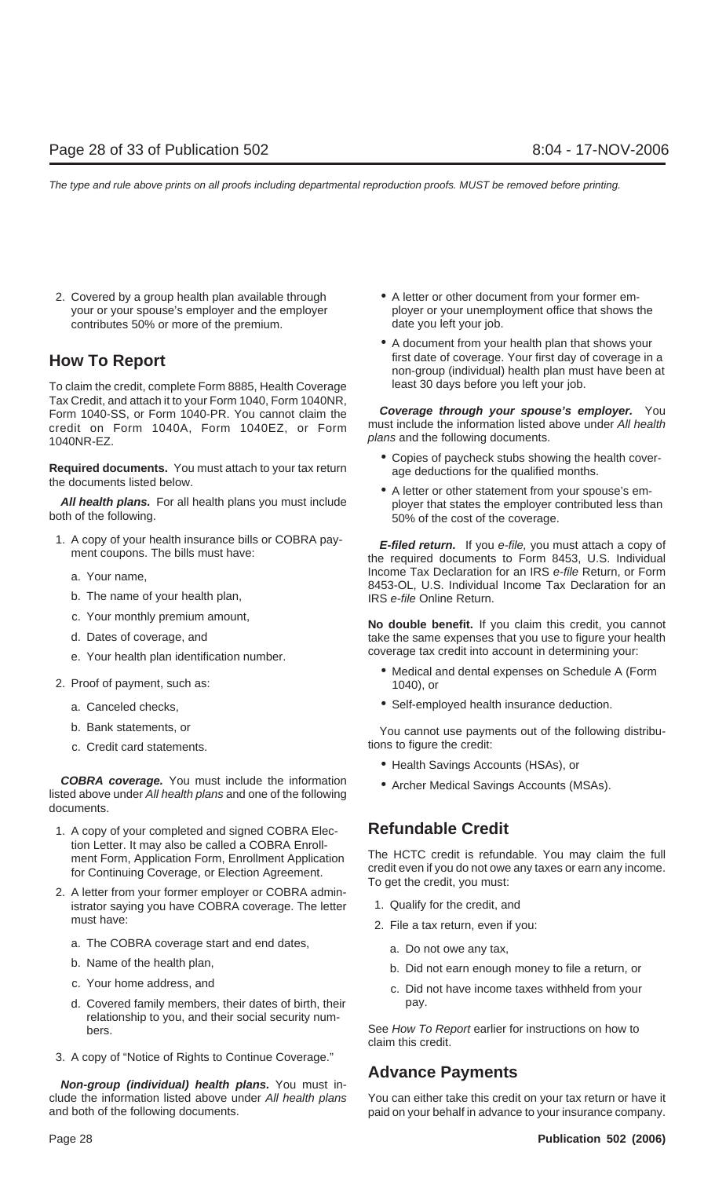2. Covered by a group health plan available through your or your spouse's employer and the employer contributes 50% or more of the premium.

## How To Report

To claim the credit, complete Form 8885, Health Coverage Tax Credit, and attach it to your Form 1040, Form 1040NR, Form 1040-SS, or Form 1040-PR. You cannot claim the credit on Form 1040A, Form 1040EZ, or Form 1040NR-EZ.

**Required documents.** You must attach to your tax return the documents listed below.

***All health plans.*** For all health plans you must include both of the following.

1. A copy of your health insurance bills or COBRA payment coupons. The bills must have:
   a. Your name,
   b. The name of your health plan,
   c. Your monthly premium amount,
   d. Dates of coverage, and
   e. Your health plan identification number.
2. Proof of payment, such as:
   a. Canceled checks,
   b. Bank statements, or
   c. Credit card statements.

***COBRA coverage.*** You must include the information listed above under *All health plans* and one of the following documents.

1. A copy of your completed and signed COBRA Election Letter. It may also be called a COBRA Enrollment Form, Application Form, Enrollment Application for Continuing Coverage, or Election Agreement.
2. A letter from your former employer or COBRA administrator saying you have COBRA coverage. The letter must have:
   a. The COBRA coverage start and end dates,
   b. Name of the health plan,
   c. Your home address, and
   d. Covered family members, their dates of birth, their relationship to you, and their social security numbers.
3. A copy of "Notice of Rights to Continue Coverage."

***Non-group (individual) health plans.*** You must include the information listed above under *All health plans* and both of the following documents.

- A letter or other document from your former employer or your unemployment office that shows the date you left your job.
- A document from your health plan that shows your first date of coverage. Your first day of coverage in a non-group (individual) health plan must have been at least 30 days before you left your job.

***Coverage through your spouse's employer.*** You must include the information listed above under *All health plans* and the following documents.

- Copies of paycheck stubs showing the health coverage deductions for the qualified months.
- A letter or other statement from your spouse's employer that states the employer contributed less than 50% of the cost of the coverage.

***E-filed return.*** If you *e-file*, you must attach a copy of the required documents to Form 8453, U.S. Individual Income Tax Declaration for an IRS *e-file* Return, or Form 8453-OL, U.S. Individual Income Tax Declaration for an IRS *e-file* Online Return.

**No double benefit.** If you claim this credit, you cannot take the same expenses that you use to figure your health coverage tax credit into account in determining your:

- Medical and dental expenses on Schedule A (Form 1040), or
- Self-employed health insurance deduction.

You cannot use payments out of the following distributions to figure the credit:

- Health Savings Accounts (HSAs), or
- Archer Medical Savings Accounts (MSAs).

## Refundable Credit

The HCTC credit is refundable. You may claim the full credit even if you do not owe any taxes or earn any income. To get the credit, you must:

1. Qualify for the credit, and
2. File a tax return, even if you:
   a. Do not owe any tax,
   b. Did not earn enough money to file a return, or
   c. Did not have income taxes withheld from your pay.

See *How To Report* earlier for instructions on how to claim this credit.

## Advance Payments

You can either take this credit on your tax return or have it paid on your behalf in advance to your insurance company.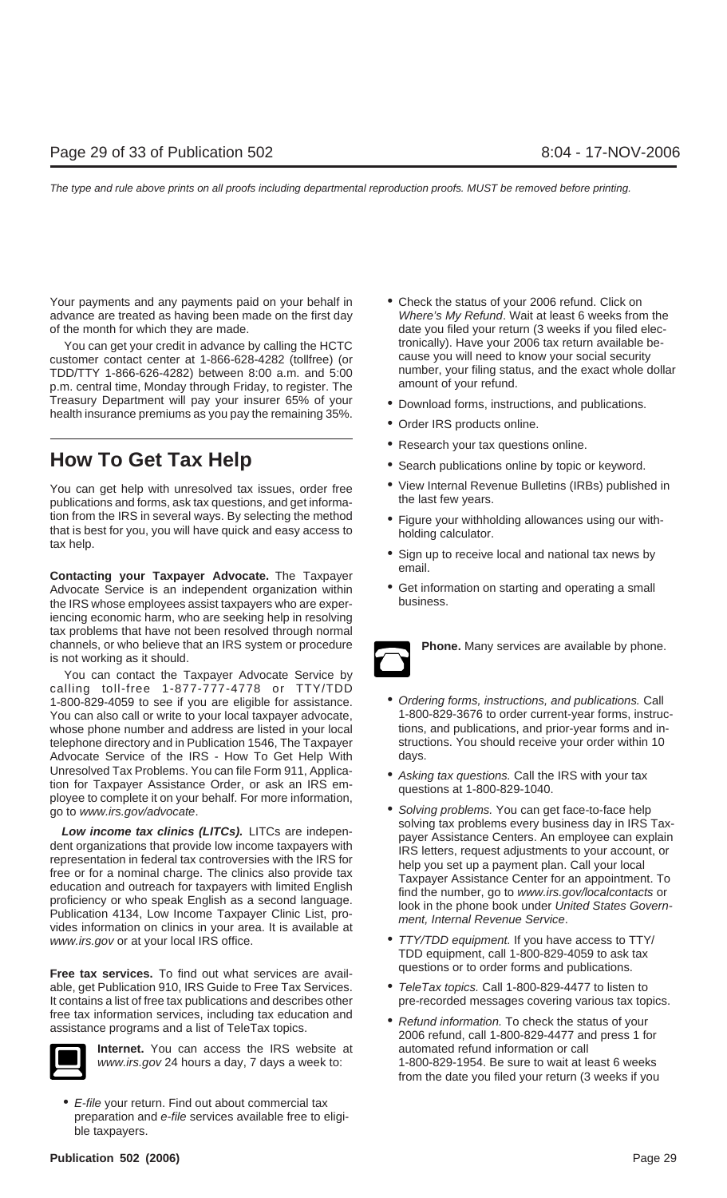Your payments and any payments paid on your behalf in advance are treated as having been made on the first day of the month for which they are made.

You can get your credit in advance by calling the HCTC customer contact center at 1-866-628-4282 (tollfree) (or TDD/TTY 1-866-626-4282) between 8:00 a.m. and 5:00 p.m. central time, Monday through Friday, to register. The Treasury Department will pay your insurer 65% of your health insurance premiums as you pay the remaining 35%.

## How To Get Tax Help

You can get help with unresolved tax issues, order free publications and forms, ask tax questions, and get information from the IRS in several ways. By selecting the method that is best for you, you will have quick and easy access to tax help.

**Contacting your Taxpayer Advocate.** The Taxpayer Advocate Service is an independent organization within the IRS whose employees assist taxpayers who are experiencing economic harm, who are seeking help in resolving tax problems that have not been resolved through normal channels, or who believe that an IRS system or procedure is not working as it should.

You can contact the Taxpayer Advocate Service by calling toll-free 1-877-777-4778 or TTY/TDD 1-800-829-4059 to see if you are eligible for assistance. You can also call or write to your local taxpayer advocate, whose phone number and address are listed in your local telephone directory and in Publication 1546, The Taxpayer Advocate Service of the IRS - How To Get Help With Unresolved Tax Problems. You can file Form 911, Application for Taxpayer Assistance Order, or ask an IRS employee to complete it on your behalf. For more information, go to *www.irs.gov/advocate*.

***Low income tax clinics (LITCs).*** LITCs are independent organizations that provide low income taxpayers with representation in federal tax controversies with the IRS for free or for a nominal charge. The clinics also provide tax education and outreach for taxpayers with limited English proficiency or who speak English as a second language. Publication 4134, Low Income Taxpayer Clinic List, provides information on clinics in your area. It is available at *www.irs.gov* or at your local IRS office.

**Free tax services.** To find out what services are available, get Publication 910, IRS Guide to Free Tax Services. It contains a list of free tax publications and describes other free tax information services, including tax education and assistance programs and a list of TeleTax topics.

**Internet.** You can access the IRS website at *www.irs.gov* 24 hours a day, 7 days a week to:

- *E-file* your return. Find out about commercial tax preparation and *e-file* services available free to eligible taxpayers.
- Check the status of your 2006 refund. Click on *Where's My Refund*. Wait at least 6 weeks from the date you filed your return (3 weeks if you filed electronically). Have your 2006 tax return available because you will need to know your social security number, your filing status, and the exact whole dollar amount of your refund.
- Download forms, instructions, and publications.
- Order IRS products online.
- Research your tax questions online.
- Search publications online by topic or keyword.
- View Internal Revenue Bulletins (IRBs) published in the last few years.
- Figure your withholding allowances using our withholding calculator.
- Sign up to receive local and national tax news by email.
- Get information on starting and operating a small business.

**Phone.** Many services are available by phone.

- *Ordering forms, instructions, and publications.* Call 1-800-829-3676 to order current-year forms, instructions, and publications, and prior-year forms and instructions. You should receive your order within 10 days.
- *Asking tax questions.* Call the IRS with your tax questions at 1-800-829-1040.
- *Solving problems.* You can get face-to-face help solving tax problems every business day in IRS Taxpayer Assistance Centers. An employee can explain IRS letters, request adjustments to your account, or help you set up a payment plan. Call your local Taxpayer Assistance Center for an appointment. To find the number, go to *www.irs.gov/localcontacts* or look in the phone book under *United States Government, Internal Revenue Service*.
- *TTY/TDD equipment.* If you have access to TTY/TDD equipment, call 1-800-829-4059 to ask tax questions or to order forms and publications.
- *TeleTax topics.* Call 1-800-829-4477 to listen to pre-recorded messages covering various tax topics.
- *Refund information.* To check the status of your 2006 refund, call 1-800-829-4477 and press 1 for automated refund information or call 1-800-829-1954. Be sure to wait at least 6 weeks from the date you filed your return (3 weeks if you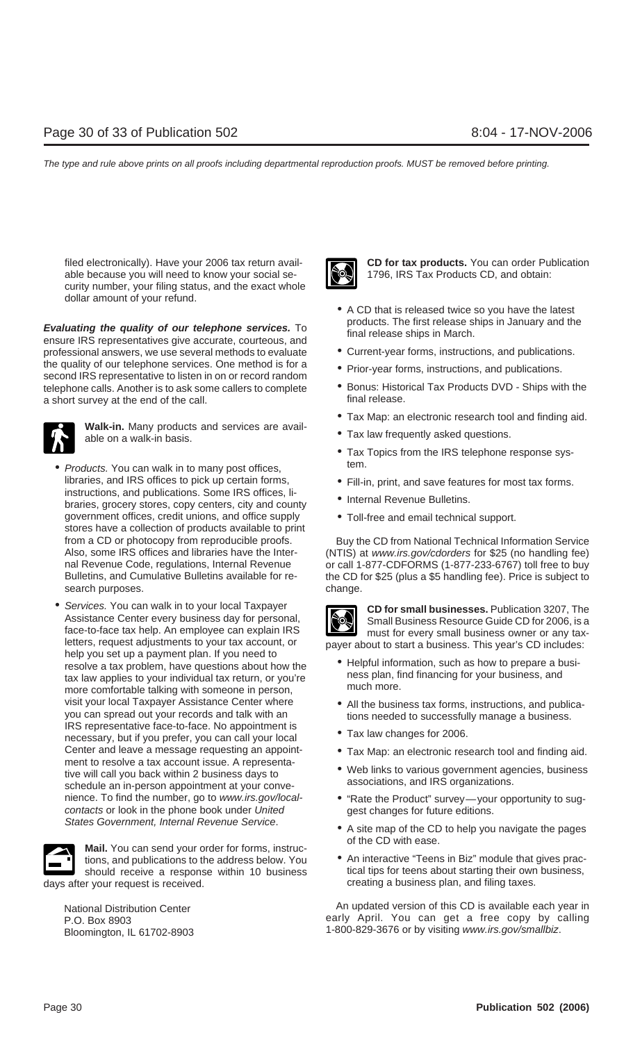filed electronically). Have your 2006 tax return available because you will need to know your social security number, your filing status, and the exact whole dollar amount of your refund.

***Evaluating the quality of our telephone services.*** To ensure IRS representatives give accurate, courteous, and professional answers, we use several methods to evaluate the quality of our telephone services. One method is for a second IRS representative to listen in on or record random telephone calls. Another is to ask some callers to complete a short survey at the end of the call.

**Walk-in.** Many products and services are available on a walk-in basis.

- *Products.* You can walk in to many post offices, libraries, and IRS offices to pick up certain forms, instructions, and publications. Some IRS offices, libraries, grocery stores, copy centers, city and county government offices, credit unions, and office supply stores have a collection of products available to print from a CD or photocopy from reproducible proofs. Also, some IRS offices and libraries have the Internal Revenue Code, regulations, Internal Revenue Bulletins, and Cumulative Bulletins available for research purposes.
- *Services.* You can walk in to your local Taxpayer Assistance Center every business day for personal, face-to-face tax help. An employee can explain IRS letters, request adjustments to your tax account, or help you set up a payment plan. If you need to resolve a tax problem, have questions about how the tax law applies to your individual tax return, or you're more comfortable talking with someone in person, visit your local Taxpayer Assistance Center where you can spread out your records and talk with an IRS representative face-to-face. No appointment is necessary, but if you prefer, you can call your local Center and leave a message requesting an appointment to resolve a tax account issue. A representative will call you back within 2 business days to schedule an in-person appointment at your convenience. To find the number, go to *www.irs.gov/localcontacts* or look in the phone book under *United States Government, Internal Revenue Service*.

**Mail.** You can send your order for forms, instructions, and publications to the address below. You should receive a response within 10 business days after your request is received.

National Distribution Center
P.O. Box 8903
Bloomington, IL 61702-8903

**CD for tax products.** You can order Publication 1796, IRS Tax Products CD, and obtain:

- A CD that is released twice so you have the latest products. The first release ships in January and the final release ships in March.
- Current-year forms, instructions, and publications.
- Prior-year forms, instructions, and publications.
- Bonus: Historical Tax Products DVD - Ships with the final release.
- Tax Map: an electronic research tool and finding aid.
- Tax law frequently asked questions.
- Tax Topics from the IRS telephone response system.
- Fill-in, print, and save features for most tax forms.
- Internal Revenue Bulletins.
- Toll-free and email technical support.

Buy the CD from National Technical Information Service (NTIS) at *www.irs.gov/cdorders* for $25 (no handling fee) or call 1-877-CDFORMS (1-877-233-6767) toll free to buy the CD for $25 (plus a $5 handling fee). Price is subject to change.

**CD for small businesses.** Publication 3207, The Small Business Resource Guide CD for 2006, is a must for every small business owner or any taxpayer about to start a business. This year's CD includes:

- Helpful information, such as how to prepare a business plan, find financing for your business, and much more.
- All the business tax forms, instructions, and publications needed to successfully manage a business.
- Tax law changes for 2006.
- Tax Map: an electronic research tool and finding aid.
- Web links to various government agencies, business associations, and IRS organizations.
- "Rate the Product" survey—your opportunity to suggest changes for future editions.
- A site map of the CD to help you navigate the pages of the CD with ease.
- An interactive "Teens in Biz" module that gives practical tips for teens about starting their own business, creating a business plan, and filing taxes.

An updated version of this CD is available each year in early April. You can get a free copy by calling 1-800-829-3676 or by visiting *www.irs.gov/smallbiz*.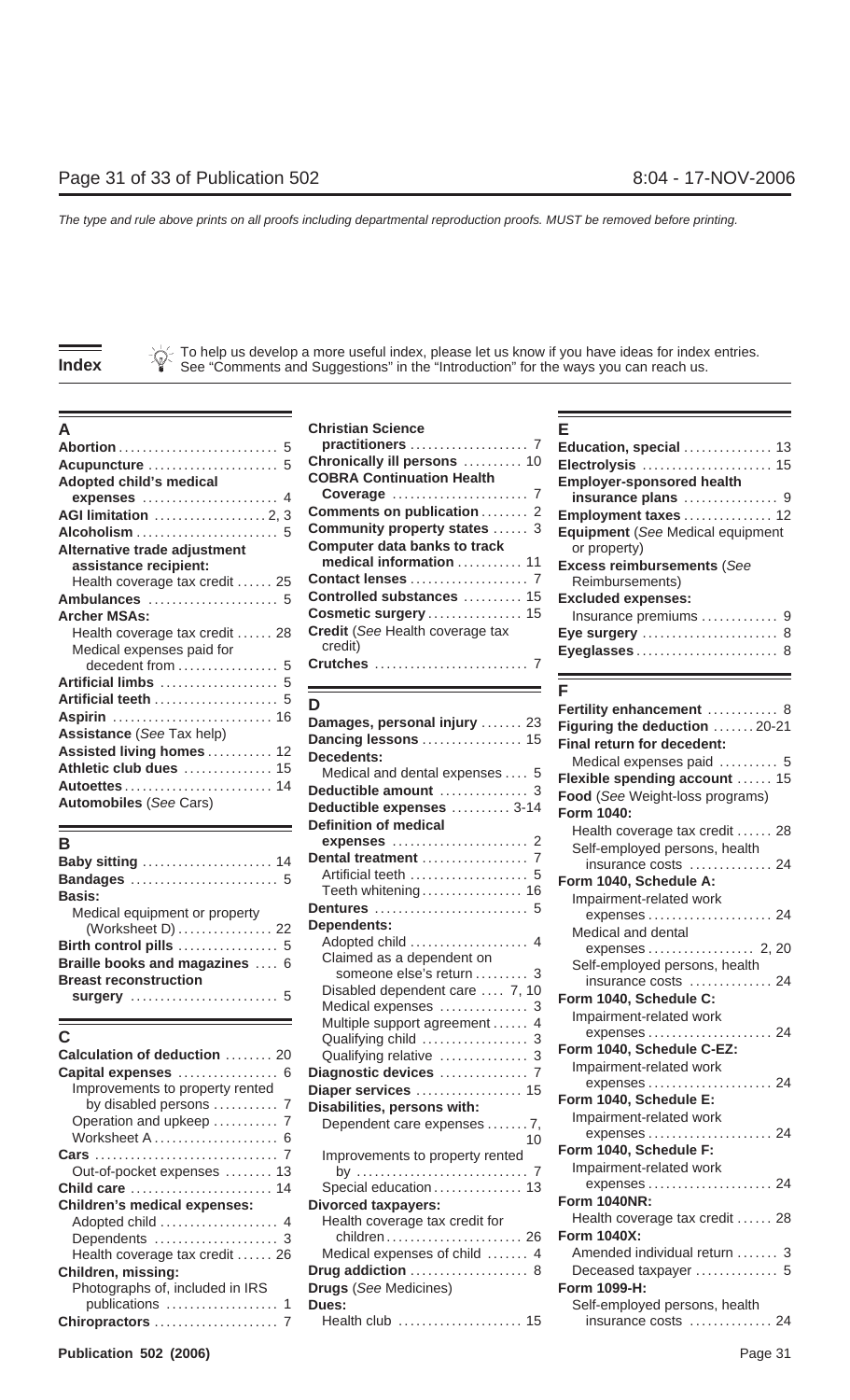# Index

To help us develop a more useful index, please let us know if you have ideas for index entries. See "Comments and Suggestions" in the "Introduction" for the ways you can reach us.

## A

**Abortion** . . . 5
**Acupuncture** . . . 5
**Adopted child's medical expenses** . . . 4
**AGI limitation** . . . 2, 3
**Alcoholism** . . . 5
**Alternative trade adjustment assistance recipient:**
- Health coverage tax credit . . . 25

**Ambulances** . . . 5
**Archer MSAs:**
- Health coverage tax credit . . . 28
- Medical expenses paid for decedent from . . . 5

**Artificial limbs** . . . 5
**Artificial teeth** . . . 5
**Aspirin** . . . 16
**Assistance** (*See* Tax help)
**Assisted living homes** . . . 12
**Athletic club dues** . . . 15
**Autoettes** . . . 14
**Automobiles** (*See* Cars)

## B

**Baby sitting** . . . 14
**Bandages** . . . 5
**Basis:**
- Medical equipment or property (Worksheet D) . . . 22

**Birth control pills** . . . 5
**Braille books and magazines** . . . 6
**Breast reconstruction surgery** . . . 5

## C

**Calculation of deduction** . . . 20
**Capital expenses** . . . 6
- Improvements to property rented by disabled persons . . . 7
- Operation and upkeep . . . 7
- Worksheet A . . . 6

**Cars** . . . 7
- Out-of-pocket expenses . . . 13

**Child care** . . . 14
**Children's medical expenses:**
- Adopted child . . . 4
- Dependents . . . 3
- Health coverage tax credit . . . 26

**Children, missing:**
- Photographs of, included in IRS publications . . . 1

**Chiropractors** . . . 7
**Christian Science practitioners** . . . 7
**Chronically ill persons** . . . 10
**COBRA Continuation Health Coverage** . . . 7
**Comments on publication** . . . 2
**Community property states** . . . 3
**Computer data banks to track medical information** . . . 11
**Contact lenses** . . . 7
**Controlled substances** . . . 15
**Cosmetic surgery** . . . 15
**Credit** (*See* Health coverage tax credit)
**Crutches** . . . 7

## D

**Damages, personal injury** . . . 23
**Dancing lessons** . . . 15
**Decedents:**
- Medical and dental expenses . . . 5

**Deductible amount** . . . 3
**Deductible expenses** . . . 3-14
**Definition of medical expenses** . . . 2
**Dental treatment** . . . 7
- Artificial teeth . . . 5
- Teeth whitening . . . 16

**Dentures** . . . 5
**Dependents:**
- Adopted child . . . 4
- Claimed as a dependent on someone else's return . . . 3
- Disabled dependent care . . . 7, 10
- Medical expenses . . . 3
- Multiple support agreement . . . 4
- Qualifying child . . . 3
- Qualifying relative . . . 3

**Diagnostic devices** . . . 7
**Diaper services** . . . 15
**Disabilities, persons with:**
- Dependent care expenses . . . 7, 10
- Improvements to property rented by . . . 7
- Special education . . . 13

**Divorced taxpayers:**
- Health coverage tax credit for children . . . 26
- Medical expenses of child . . . 4

**Drug addiction** . . . 8
**Drugs** (*See* Medicines)
**Dues:**
- Health club . . . 15

## E

**Education, special** . . . 13
**Electrolysis** . . . 15
**Employer-sponsored health insurance plans** . . . 9
**Employment taxes** . . . 12
**Equipment** (*See* Medical equipment or property)
**Excess reimbursements** (*See* Reimbursements)
**Excluded expenses:**
- Insurance premiums . . . 9

**Eye surgery** . . . 8
**Eyeglasses** . . . 8

## F

**Fertility enhancement** . . . 8
**Figuring the deduction** . . . 20-21
**Final return for decedent:**
- Medical expenses paid . . . 5

**Flexible spending account** . . . 15
**Food** (*See* Weight-loss programs)
**Form 1040:**
- Health coverage tax credit . . . 28
- Self-employed persons, health insurance costs . . . 24

**Form 1040, Schedule A:**
- Impairment-related work expenses . . . 24
- Medical and dental expenses . . . 2, 20
- Self-employed persons, health insurance costs . . . 24

**Form 1040, Schedule C:**
- Impairment-related work expenses . . . 24

**Form 1040, Schedule C-EZ:**
- Impairment-related work expenses . . . 24

**Form 1040, Schedule E:**
- Impairment-related work expenses . . . 24

**Form 1040, Schedule F:**
- Impairment-related work expenses . . . 24

**Form 1040NR:**
- Health coverage tax credit . . . 28

**Form 1040X:**
- Amended individual return . . . 3
- Deceased taxpayer . . . 5

**Form 1099-H:**
- Self-employed persons, health insurance costs . . . 24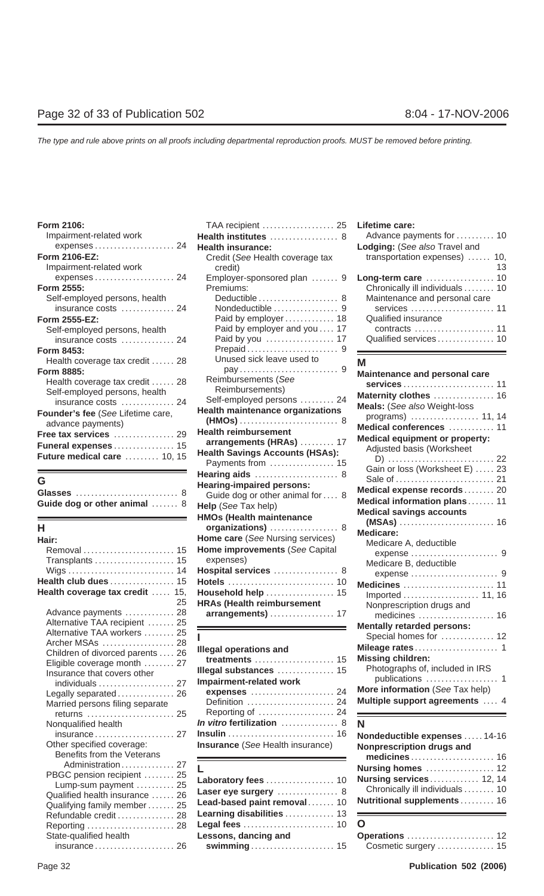**Form 2106:**
- Impairment-related work expenses . . . . . . . . . . . . . . . . . . . . 24

**Form 2106-EZ:**
- Impairment-related work expenses . . . . . . . . . . . . . . . . . . . . 24

**Form 2555:**
- Self-employed persons, health insurance costs . . . . . . . . . . . . . 24

**Form 2555-EZ:**
- Self-employed persons, health insurance costs . . . . . . . . . . . . . 24

**Form 8453:**
- Health coverage tax credit . . . . . . 28

**Form 8885:**
- Health coverage tax credit . . . . . . 28
- Self-employed persons, health insurance costs . . . . . . . . . . . . . 24

**Founder's fee** (*See* Lifetime care, advance payments)

**Free tax services** . . . . . . . . . . . . . . . 29

**Funeral expenses** . . . . . . . . . . . . . . . 15

**Future medical care** . . . . . . . . . 10, 15

## G

**Glasses** . . . . . . . . . . . . . . . . . . . . . . . . . . 8

**Guide dog or other animal** . . . . . . . 8

## H

**Hair:**
- Removal . . . . . . . . . . . . . . . . . . . . . . . . 15
- Transplants . . . . . . . . . . . . . . . . . . . . 15
- Wigs . . . . . . . . . . . . . . . . . . . . . . . . . . . 14

**Health club dues** . . . . . . . . . . . . . . . . 15

**Health coverage tax credit** . . . . . 15, 25
- Advance payments . . . . . . . . . . . . 28
- Alternative TAA recipient . . . . . . . 25
- Alternative TAA workers . . . . . . . . 25
- Archer MSAs . . . . . . . . . . . . . . . . . . 28
- Children of divorced parents . . . . 26
- Eligible coverage month . . . . . . . . 27
- Insurance that covers other individuals . . . . . . . . . . . . . . . . . . . 27
- Legally separated . . . . . . . . . . . . . . 26
- Married persons filing separate returns . . . . . . . . . . . . . . . . . . . . . . . 25
- Nonqualified health insurance . . . . . . . . . . . . . . . . . . . . 27
- Other specified coverage:
  - Benefits from the Veterans Administration . . . . . . . . . . . . . 27
- PBGC pension recipient . . . . . . . . 25
  - Lump-sum payment . . . . . . . . . . 25
- Qualified health insurance . . . . . . 26
- Qualifying family member . . . . . . . 25
- Refundable credit . . . . . . . . . . . . . . 28
- Reporting . . . . . . . . . . . . . . . . . . . . . . 28
- State-qualified health insurance . . . . . . . . . . . . . . . . . . . . 26
- TAA recipient . . . . . . . . . . . . . . . . . . . 25

**Health institutes** . . . . . . . . . . . . . . . . . 8

**Health insurance:**
- Credit (*See* Health coverage tax credit)
- Employer-sponsored plan . . . . . . . 9
- Premiums:
  - Deductible . . . . . . . . . . . . . . . . . . . . 8
  - Nondeductible . . . . . . . . . . . . . . . . 9
  - Paid by employer . . . . . . . . . . . . 18
  - Paid by employer and you . . . . 17
  - Paid by you . . . . . . . . . . . . . . . . . . 17
  - Prepaid . . . . . . . . . . . . . . . . . . . . . . . 9
  - Unused sick leave used to pay . . . . . . . . . . . . . . . . . . . . . . . . . 9
- Reimbursements (*See* Reimbursements)
- Self-employed persons . . . . . . . . . 24

**Health maintenance organizations (HMOs)** . . . . . . . . . . . . . . . . . . . . . . . . . 8

**Health reimbursement arrangements (HRAs)** . . . . . . . . . 17

**Health Savings Accounts (HSAs):**
- Payments from . . . . . . . . . . . . . . . . 15

**Hearing aids** . . . . . . . . . . . . . . . . . . . . . 8

**Hearing-impaired persons:**
- Guide dog or other animal for . . . . 8

**Help** (*See* Tax help)

**HMOs (Health maintenance organizations)** . . . . . . . . . . . . . . . . . 8

**Home care** (*See* Nursing services)

**Home improvements** (*See* Capital expenses)

**Hospital services** . . . . . . . . . . . . . . . . 8

**Hotels** . . . . . . . . . . . . . . . . . . . . . . . . . . . 10

**Household help** . . . . . . . . . . . . . . . . . 15

**HRAs (Health reimbursement arrangements)** . . . . . . . . . . . . . . . . 17

## I

**Illegal operations and treatments** . . . . . . . . . . . . . . . . . . . . . 15

**Illegal substances** . . . . . . . . . . . . . . . 15

**Impairment-related work expenses** . . . . . . . . . . . . . . . . . . . . . . 24
- Definition . . . . . . . . . . . . . . . . . . . . . . 24
- Reporting of . . . . . . . . . . . . . . . . . . . 24

***In vitro* fertilization** . . . . . . . . . . . . . . 8

**Insulin** . . . . . . . . . . . . . . . . . . . . . . . . . . . 16

**Insurance** (*See* Health insurance)

## L

**Laboratory fees** . . . . . . . . . . . . . . . . . 10

**Laser eye surgery** . . . . . . . . . . . . . . . . 8

**Lead-based paint removal** . . . . . . . 10

**Learning disabilities** . . . . . . . . . . . . 13

**Legal fees** . . . . . . . . . . . . . . . . . . . . . . . 10

**Lessons, dancing and swimming** . . . . . . . . . . . . . . . . . . . . . 15

**Lifetime care:**
- Advance payments for . . . . . . . . . . 10

**Lodging:** (*See also* Travel and transportation expenses) . . . . . . 10, 13

**Long-term care** . . . . . . . . . . . . . . . . . 10
- Chronically ill individuals . . . . . . . . 10
- Maintenance and personal care services . . . . . . . . . . . . . . . . . . . . . . 11
- Qualified insurance contracts . . . . . . . . . . . . . . . . . . . . 11
- Qualified services . . . . . . . . . . . . . . . 10

## M

**Maintenance and personal care services** . . . . . . . . . . . . . . . . . . . . . . . . 11

**Maternity clothes** . . . . . . . . . . . . . . . 16

**Meals:** (*See also* Weight-loss programs) . . . . . . . . . . . . . . . . . 11, 14

**Medical conferences** . . . . . . . . . . . . 11

**Medical equipment or property:**
- Adjusted basis (Worksheet D) . . . . . . . . . . . . . . . . . . . . . . . . . . . 22
- Gain or loss (Worksheet E) . . . . . 23
- Sale of . . . . . . . . . . . . . . . . . . . . . . . . . 21

**Medical expense records** . . . . . . . . 20

**Medical information plans** . . . . . . . 11

**Medical savings accounts (MSAs)** . . . . . . . . . . . . . . . . . . . . . . . . . 16

**Medicare:**
- Medicare A, deductible expense . . . . . . . . . . . . . . . . . . . . . . 9
- Medicare B, deductible expense . . . . . . . . . . . . . . . . . . . . . . 9

**Medicines** . . . . . . . . . . . . . . . . . . . . . . . 11
- Imported . . . . . . . . . . . . . . . . . . . 11, 16
- Nonprescription drugs and medicines . . . . . . . . . . . . . . . . . . . . 16

**Mentally retarded persons:**
- Special homes for . . . . . . . . . . . . . 12

**Mileage rates** . . . . . . . . . . . . . . . . . . . . . 1

**Missing children:**
- Photographs of, included in IRS publications . . . . . . . . . . . . . . . . . . . 1

**More information** (*See* Tax help)

**Multiple support agreements** . . . . 4

## N

**Nondeductible expenses** . . . . . 14-16

**Nonprescription drugs and medicines** . . . . . . . . . . . . . . . . . . . . . . 16

**Nursing homes** . . . . . . . . . . . . . . . . . 12

**Nursing services** . . . . . . . . . . . . . 12, 14
- Chronically ill individuals . . . . . . . . 10

**Nutritional supplements** . . . . . . . . . 16

## O

**Operations** . . . . . . . . . . . . . . . . . . . . . . 12
- Cosmetic surgery . . . . . . . . . . . . . . . 15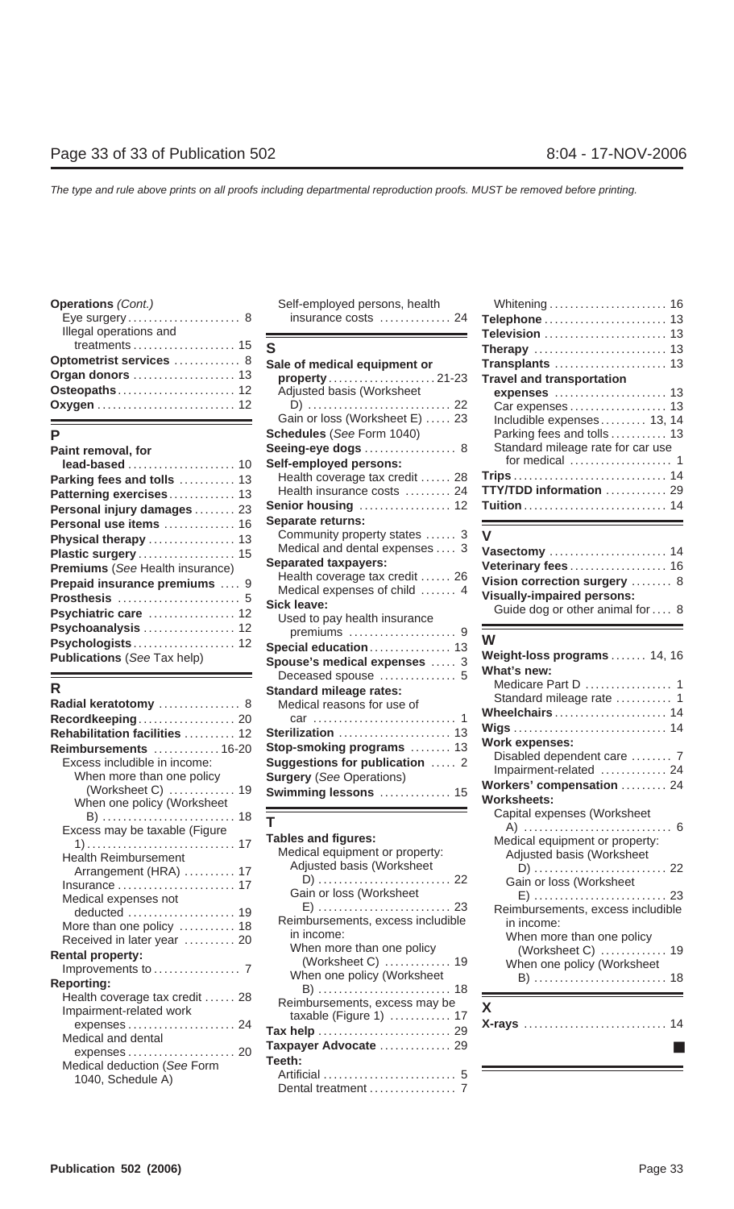**Operations** (*Cont.*)
- Eye surgery . . . . . . . . . . . . . . . . . . . . . 8
- Illegal operations and treatments . . . . . . . . . . . . . . . . . . . 15

**Optometrist services** . . . . . . . . . . . . 8
**Organ donors** . . . . . . . . . . . . . . . . . . . 13
**Osteopaths** . . . . . . . . . . . . . . . . . . . . . 12
**Oxygen** . . . . . . . . . . . . . . . . . . . . . . . . . 12

## P

**Paint removal, for lead-based** . . . . . . . . . . . . . . . . . . . 10
**Parking fees and tolls** . . . . . . . . . . . 13
**Patterning exercises** . . . . . . . . . . . . 13
**Personal injury damages** . . . . . . . . 23
**Personal use items** . . . . . . . . . . . . . 16
**Physical therapy** . . . . . . . . . . . . . . . . 13
**Plastic surgery** . . . . . . . . . . . . . . . . . . 15
**Premiums** (*See* Health insurance)
**Prepaid insurance premiums** . . . . 9
**Prosthesis** . . . . . . . . . . . . . . . . . . . . . . 5
**Psychiatric care** . . . . . . . . . . . . . . . . 12
**Psychoanalysis** . . . . . . . . . . . . . . . . . 12
**Psychologists** . . . . . . . . . . . . . . . . . . . 12
**Publications** (*See* Tax help)

## R

**Radial keratotomy** . . . . . . . . . . . . . . . 8
**Recordkeeping** . . . . . . . . . . . . . . . . . . 20
**Rehabilitation facilities** . . . . . . . . . . 12
**Reimbursements** . . . . . . . . . . . . 16-20
- Excess includible in income:
  - When more than one policy (Worksheet C) . . . . . . . . . . . . 19
  - When one policy (Worksheet B) . . . . . . . . . . . . . . . . . . . . . . . . . 18
- Excess may be taxable (Figure 1) . . . . . . . . . . . . . . . . . . . . . . . . . . . . 17
- Health Reimbursement Arrangement (HRA) . . . . . . . . . 17
- Insurance . . . . . . . . . . . . . . . . . . . . . . 17
- Medical expenses not deducted . . . . . . . . . . . . . . . . . . . . 19
- More than one policy . . . . . . . . . . 18
- Received in later year . . . . . . . . . 20

**Rental property:**
- Improvements to . . . . . . . . . . . . . . . . 7

**Reporting:**
- Health coverage tax credit . . . . . . 28
- Impairment-related work expenses . . . . . . . . . . . . . . . . . . . . 24
- Medical and dental expenses . . . . . . . . . . . . . . . . . . . . 20
- Medical deduction (*See* Form 1040, Schedule A)
- Self-employed persons, health insurance costs . . . . . . . . . . . . . 24

## S

**Sale of medical equipment or property** . . . . . . . . . . . . . . . . . . . . 21-23
- Adjusted basis (Worksheet D) . . . . . . . . . . . . . . . . . . . . . . . . . . 22
- Gain or loss (Worksheet E) . . . . . 23

**Schedules** (*See* Form 1040)
**Seeing-eye dogs** . . . . . . . . . . . . . . . . . 8
**Self-employed persons:**
- Health coverage tax credit . . . . . . 28
- Health insurance costs . . . . . . . . . 24

**Senior housing** . . . . . . . . . . . . . . . . . . 12
**Separate returns:**
- Community property states . . . . . . 3
- Medical and dental expenses . . . . 3

**Separated taxpayers:**
- Health coverage tax credit . . . . . . 26
- Medical expenses of child . . . . . . . 4

**Sick leave:**
- Used to pay health insurance premiums . . . . . . . . . . . . . . . . . . . . 9

**Special education** . . . . . . . . . . . . . . . . 13
**Spouse's medical expenses** . . . . . 3
- Deceased spouse . . . . . . . . . . . . . . 5

**Standard mileage rates:**
- Medical reasons for use of car . . . . . . . . . . . . . . . . . . . . . . . . . . . 1

**Sterilization** . . . . . . . . . . . . . . . . . . . . . 13
**Stop-smoking programs** . . . . . . . . 13
**Suggestions for publication** . . . . . 2
**Surgery** (*See* Operations)
**Swimming lessons** . . . . . . . . . . . . . 15

## T

**Tables and figures:**
- Medical equipment or property:
  - Adjusted basis (Worksheet D) . . . . . . . . . . . . . . . . . . . . . . . . . 22
  - Gain or loss (Worksheet E) . . . . . . . . . . . . . . . . . . . . . . . . . 23
- Reimbursements, excess includible in income:
  - When more than one policy (Worksheet C) . . . . . . . . . . . . 19
  - When one policy (Worksheet B) . . . . . . . . . . . . . . . . . . . . . . . . . 18
- Reimbursements, excess may be taxable (Figure 1) . . . . . . . . . . . . 17

**Tax help** . . . . . . . . . . . . . . . . . . . . . . . . . 29
**Taxpayer Advocate** . . . . . . . . . . . . . . 29
**Teeth:**
- Artificial . . . . . . . . . . . . . . . . . . . . . . . . . 5
- Dental treatment . . . . . . . . . . . . . . . . . 7
- Whitening . . . . . . . . . . . . . . . . . . . . . . 16

**Telephone** . . . . . . . . . . . . . . . . . . . . . . . 13
**Television** . . . . . . . . . . . . . . . . . . . . . . . 13
**Therapy** . . . . . . . . . . . . . . . . . . . . . . . . . 13
**Transplants** . . . . . . . . . . . . . . . . . . . . . 13
**Travel and transportation expenses** . . . . . . . . . . . . . . . . . . . . . . 13
- Car expenses . . . . . . . . . . . . . . . . . . 13
- Includible expenses . . . . . . . . . 13, 14
- Parking fees and tolls . . . . . . . . . . . 13
- Standard mileage rate for car use for medical . . . . . . . . . . . . . . . . . . . . 1

**Trips** . . . . . . . . . . . . . . . . . . . . . . . . . . . . . 14
**TTY/TDD information** . . . . . . . . . . . . 29
**Tuition** . . . . . . . . . . . . . . . . . . . . . . . . . . . 14

## V

**Vasectomy** . . . . . . . . . . . . . . . . . . . . . . 14
**Veterinary fees** . . . . . . . . . . . . . . . . . . 16
**Vision correction surgery** . . . . . . . . 8
**Visually-impaired persons:**
- Guide dog or other animal for . . . . 8

## W

**Weight-loss programs** . . . . . . . 14, 16
**What's new:**
- Medicare Part D . . . . . . . . . . . . . . . . . 1
- Standard mileage rate . . . . . . . . . . . 1

**Wheelchairs** . . . . . . . . . . . . . . . . . . . . . 14
**Wigs** . . . . . . . . . . . . . . . . . . . . . . . . . . . . . 14
**Work expenses:**
- Disabled dependent care . . . . . . . . 7
- Impairment-related . . . . . . . . . . . . . 24

**Workers' compensation** . . . . . . . . . 24
**Worksheets:**
- Capital expenses (Worksheet A) . . . . . . . . . . . . . . . . . . . . . . . . . . . . 6
- Medical equipment or property:
  - Adjusted basis (Worksheet D) . . . . . . . . . . . . . . . . . . . . . . . . . 22
  - Gain or loss (Worksheet E) . . . . . . . . . . . . . . . . . . . . . . . . . 23
- Reimbursements, excess includible in income:
  - When more than one policy (Worksheet C) . . . . . . . . . . . . 19
  - When one policy (Worksheet B) . . . . . . . . . . . . . . . . . . . . . . . . . 18

## X

**X-rays** . . . . . . . . . . . . . . . . . . . . . . . . . . . 14

■